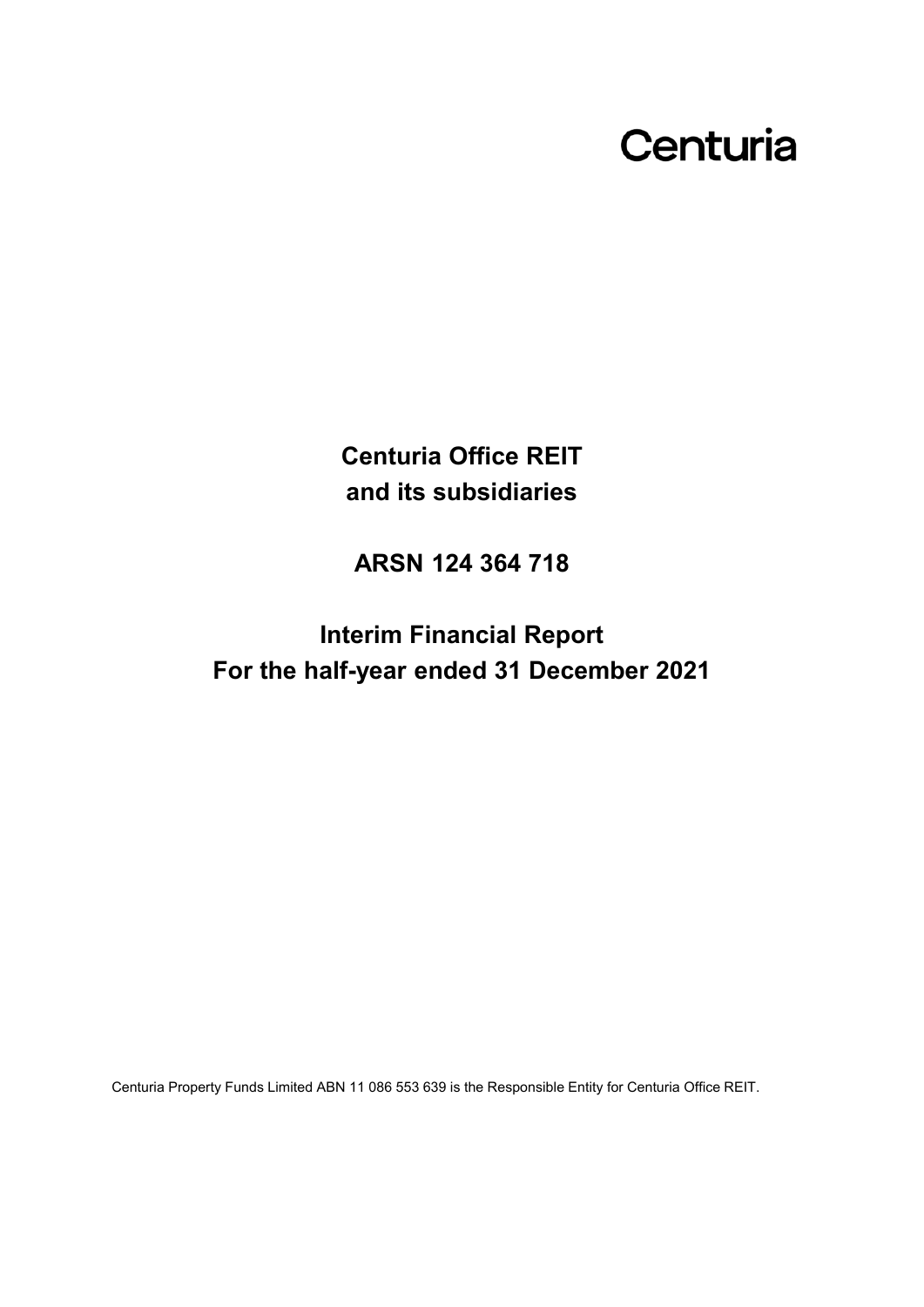Centuria

# Centuria Office REIT and its subsidiaries

## ARSN 124 364 718

## Interim Financial Report
## For the half-year ended 31 December 2021

Centuria Property Funds Limited ABN 11 086 553 639 is the Responsible Entity for Centuria Office REIT.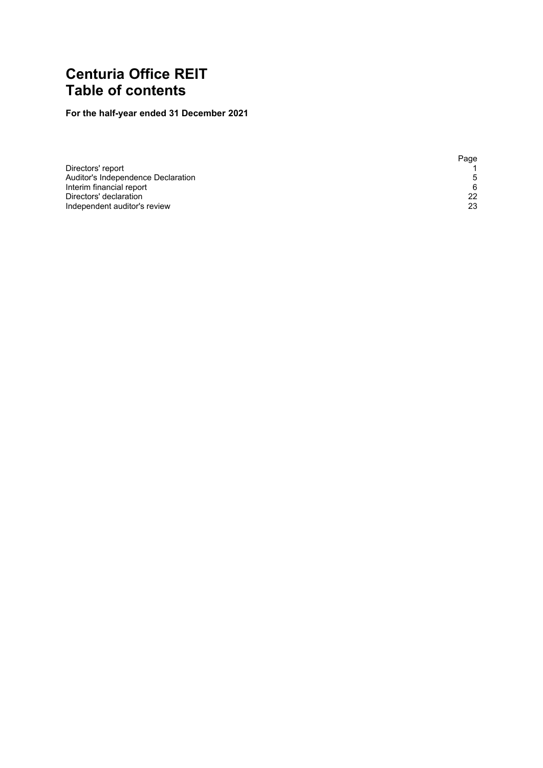# Centuria Office REIT
# Table of contents

**For the half-year ended 31 December 2021**

| | Page |
|---|---|
| Directors' report | 1 |
| Auditor's Independence Declaration | 5 |
| Interim financial report | 6 |
| Directors' declaration | 22 |
| Independent auditor's review | 23 |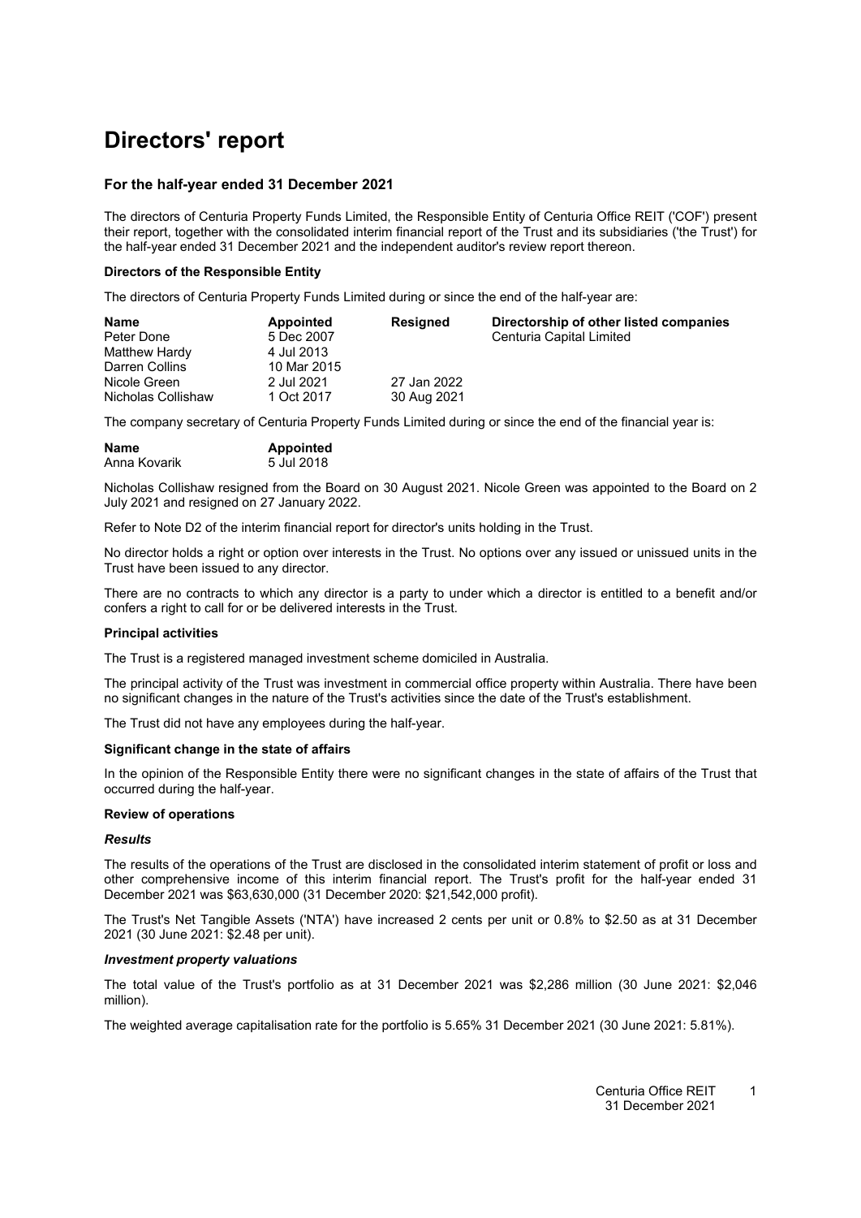# Directors' report

### For the half-year ended 31 December 2021

The directors of Centuria Property Funds Limited, the Responsible Entity of Centuria Office REIT ('COF') present their report, together with the consolidated interim financial report of the Trust and its subsidiaries ('the Trust') for the half-year ended 31 December 2021 and the independent auditor's review report thereon.

**Directors of the Responsible Entity**

The directors of Centuria Property Funds Limited during or since the end of the half-year are:

| Name | Appointed | Resigned | Directorship of other listed companies |
|---|---|---|---|
| Peter Done | 5 Dec 2007 | | Centuria Capital Limited |
| Matthew Hardy | 4 Jul 2013 | | |
| Darren Collins | 10 Mar 2015 | | |
| Nicole Green | 2 Jul 2021 | 27 Jan 2022 | |
| Nicholas Collishaw | 1 Oct 2017 | 30 Aug 2021 | |

The company secretary of Centuria Property Funds Limited during or since the end of the financial year is:

| Name | Appointed |
|---|---|
| Anna Kovarik | 5 Jul 2018 |

Nicholas Collishaw resigned from the Board on 30 August 2021. Nicole Green was appointed to the Board on 2 July 2021 and resigned on 27 January 2022.

Refer to Note D2 of the interim financial report for director's units holding in the Trust.

No director holds a right or option over interests in the Trust. No options over any issued or unissued units in the Trust have been issued to any director.

There are no contracts to which any director is a party to under which a director is entitled to a benefit and/or confers a right to call for or be delivered interests in the Trust.

**Principal activities**

The Trust is a registered managed investment scheme domiciled in Australia.

The principal activity of the Trust was investment in commercial office property within Australia. There have been no significant changes in the nature of the Trust's activities since the date of the Trust's establishment.

The Trust did not have any employees during the half-year.

**Significant change in the state of affairs**

In the opinion of the Responsible Entity there were no significant changes in the state of affairs of the Trust that occurred during the half-year.

**Review of operations**

***Results***

The results of the operations of the Trust are disclosed in the consolidated interim statement of profit or loss and other comprehensive income of this interim financial report. The Trust's profit for the half-year ended 31 December 2021 was $63,630,000 (31 December 2020: $21,542,000 profit).

The Trust's Net Tangible Assets ('NTA') have increased 2 cents per unit or 0.8% to $2.50 as at 31 December 2021 (30 June 2021: $2.48 per unit).

***Investment property valuations***

The total value of the Trust's portfolio as at 31 December 2021 was $2,286 million (30 June 2021: $2,046 million).

The weighted average capitalisation rate for the portfolio is 5.65% 31 December 2021 (30 June 2021: 5.81%).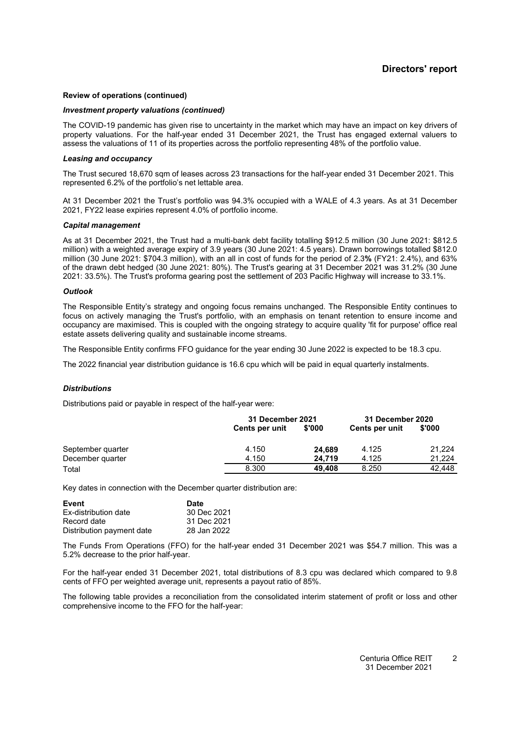## Review of operations (continued)

### *Investment property valuations (continued)*

The COVID-19 pandemic has given rise to uncertainty in the market which may have an impact on key drivers of property valuations. For the half-year ended 31 December 2021, the Trust has engaged external valuers to assess the valuations of 11 of its properties across the portfolio representing 48% of the portfolio value.

### *Leasing and occupancy*

The Trust secured 18,670 sqm of leases across 23 transactions for the half-year ended 31 December 2021. This represented 6.2% of the portfolio's net lettable area.

At 31 December 2021 the Trust's portfolio was 94.3% occupied with a WALE of 4.3 years. As at 31 December 2021, FY22 lease expiries represent 4.0% of portfolio income.

### *Capital management*

As at 31 December 2021, the Trust had a multi-bank debt facility totalling $912.5 million (30 June 2021: $812.5 million) with a weighted average expiry of 3.9 years (30 June 2021: 4.5 years). Drawn borrowings totalled $812.0 million (30 June 2021: $704.3 million), with an all in cost of funds for the period of 2.3% (FY21: 2.4%), and 63% of the drawn debt hedged (30 June 2021: 80%). The Trust's gearing at 31 December 2021 was 31.2% (30 June 2021: 33.5%). The Trust's proforma gearing post the settlement of 203 Pacific Highway will increase to 33.1%.

### *Outlook*

The Responsible Entity's strategy and ongoing focus remains unchanged. The Responsible Entity continues to focus on actively managing the Trust's portfolio, with an emphasis on tenant retention to ensure income and occupancy are maximised. This is coupled with the ongoing strategy to acquire quality 'fit for purpose' office real estate assets delivering quality and sustainable income streams.

The Responsible Entity confirms FFO guidance for the year ending 30 June 2022 is expected to be 18.3 cpu.

The 2022 financial year distribution guidance is 16.6 cpu which will be paid in equal quarterly instalments.

### *Distributions*

Distributions paid or payable in respect of the half-year were:

| | 31 December 2021 | | 31 December 2020 | |
|---|---|---|---|---|
| | Cents per unit | $'000 | Cents per unit | $'000 |
| September quarter | 4.150 | **24,689** | 4.125 | 21,224 |
| December quarter | 4.150 | **24,719** | 4.125 | 21,224 |
| Total | 8.300 | **49,408** | 8.250 | 42,448 |

Key dates in connection with the December quarter distribution are:

| Event | Date |
|---|---|
| Ex-distribution date | 30 Dec 2021 |
| Record date | 31 Dec 2021 |
| Distribution payment date | 28 Jan 2022 |

The Funds From Operations (FFO) for the half-year ended 31 December 2021 was $54.7 million. This was a 5.2% decrease to the prior half-year.

For the half-year ended 31 December 2021, total distributions of 8.3 cpu was declared which compared to 9.8 cents of FFO per weighted average unit, represents a payout ratio of 85%.

The following table provides a reconciliation from the consolidated interim statement of profit or loss and other comprehensive income to the FFO for the half-year: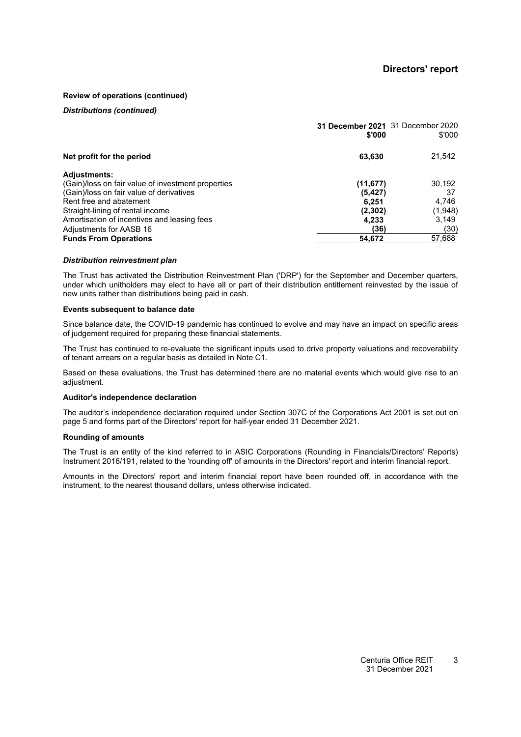# Directors' report

**Review of operations (continued)**

***Distributions (continued)***

| | **31 December 2021 $'000** | 31 December 2020 $'000 |
|---|---|---|
| **Net profit for the period** | **63,630** | 21,542 |
| **Adjustments:** | | |
| (Gain)/loss on fair value of investment properties | **(11,677)** | 30,192 |
| (Gain)/loss on fair value of derivatives | **(5,427)** | 37 |
| Rent free and abatement | **6,251** | 4,746 |
| Straight-lining of rental income | **(2,302)** | (1,948) |
| Amortisation of incentives and leasing fees | **4,233** | 3,149 |
| Adjustments for AASB 16 | **(36)** | (30) |
| **Funds From Operations** | **54,672** | 57,688 |

***Distribution reinvestment plan***

The Trust has activated the Distribution Reinvestment Plan ('DRP') for the September and December quarters, under which unitholders may elect to have all or part of their distribution entitlement reinvested by the issue of new units rather than distributions being paid in cash.

**Events subsequent to balance date**

Since balance date, the COVID-19 pandemic has continued to evolve and may have an impact on specific areas of judgement required for preparing these financial statements.

The Trust has continued to re-evaluate the significant inputs used to drive property valuations and recoverability of tenant arrears on a regular basis as detailed in Note C1.

Based on these evaluations, the Trust has determined there are no material events which would give rise to an adjustment.

**Auditor's independence declaration**

The auditor's independence declaration required under Section 307C of the Corporations Act 2001 is set out on page 5 and forms part of the Directors' report for half-year ended 31 December 2021.

**Rounding of amounts**

The Trust is an entity of the kind referred to in ASIC Corporations (Rounding in Financials/Directors' Reports) Instrument 2016/191, related to the 'rounding off' of amounts in the Directors' report and interim financial report.

Amounts in the Directors' report and interim financial report have been rounded off, in accordance with the instrument, to the nearest thousand dollars, unless otherwise indicated.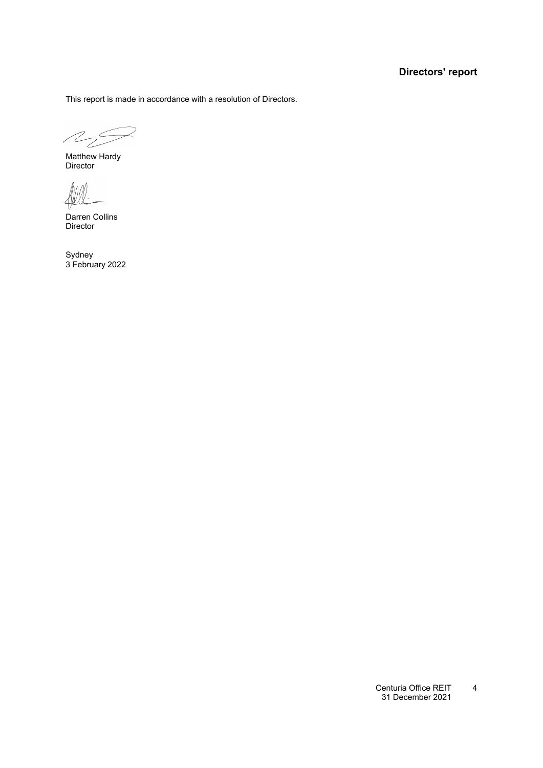# Directors' report

This report is made in accordance with a resolution of Directors.

Matthew Hardy
Director

Darren Collins
Director

Sydney
3 February 2022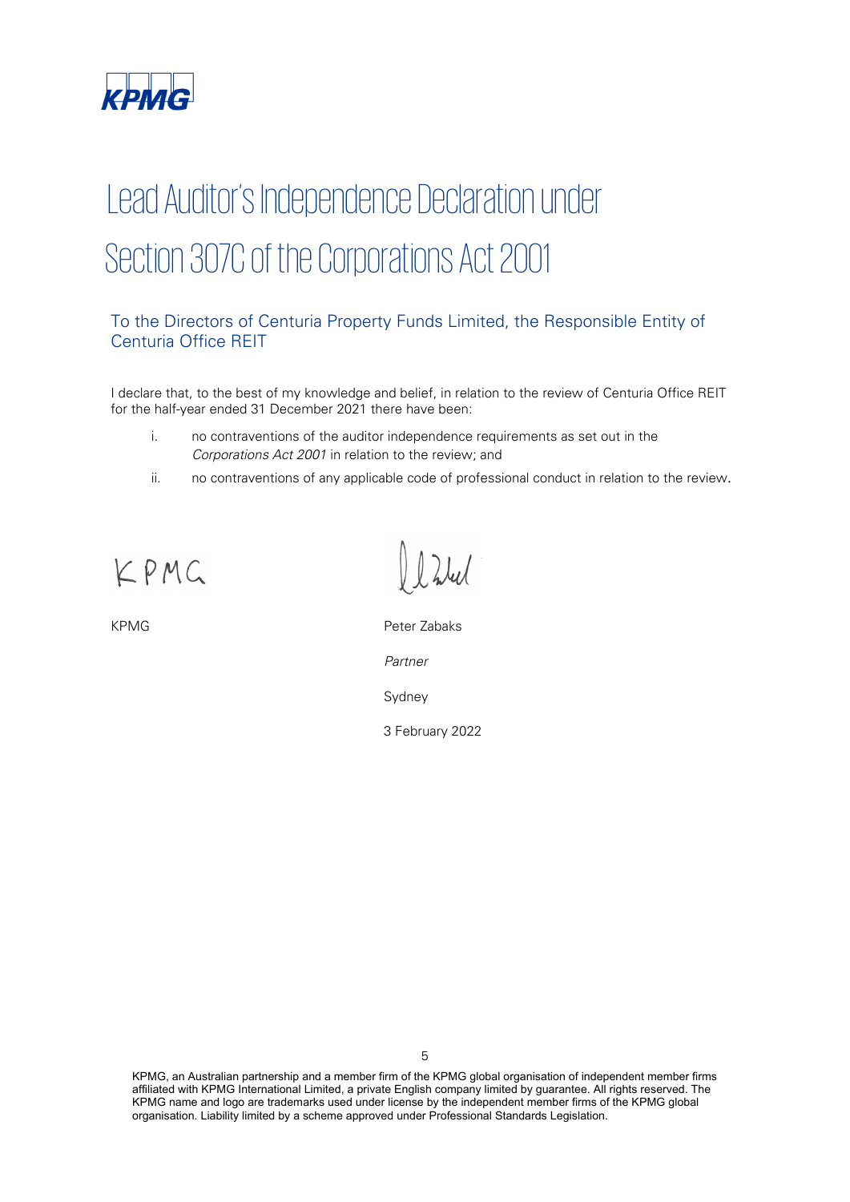# Lead Auditor's Independence Declaration under Section 307C of the Corporations Act 2001

## To the Directors of Centuria Property Funds Limited, the Responsible Entity of Centuria Office REIT

I declare that, to the best of my knowledge and belief, in relation to the review of Centuria Office REIT for the half-year ended 31 December 2021 there have been:

i. no contraventions of the auditor independence requirements as set out in the *Corporations Act 2001* in relation to the review; and

ii. no contraventions of any applicable code of professional conduct in relation to the review.

KPMG

Peter Zabaks

*Partner*

Sydney

3 February 2022

KPMG, an Australian partnership and a member firm of the KPMG global organisation of independent member firms affiliated with KPMG International Limited, a private English company limited by guarantee. All rights reserved. The KPMG name and logo are trademarks used under license by the independent member firms of the KPMG global organisation. Liability limited by a scheme approved under Professional Standards Legislation.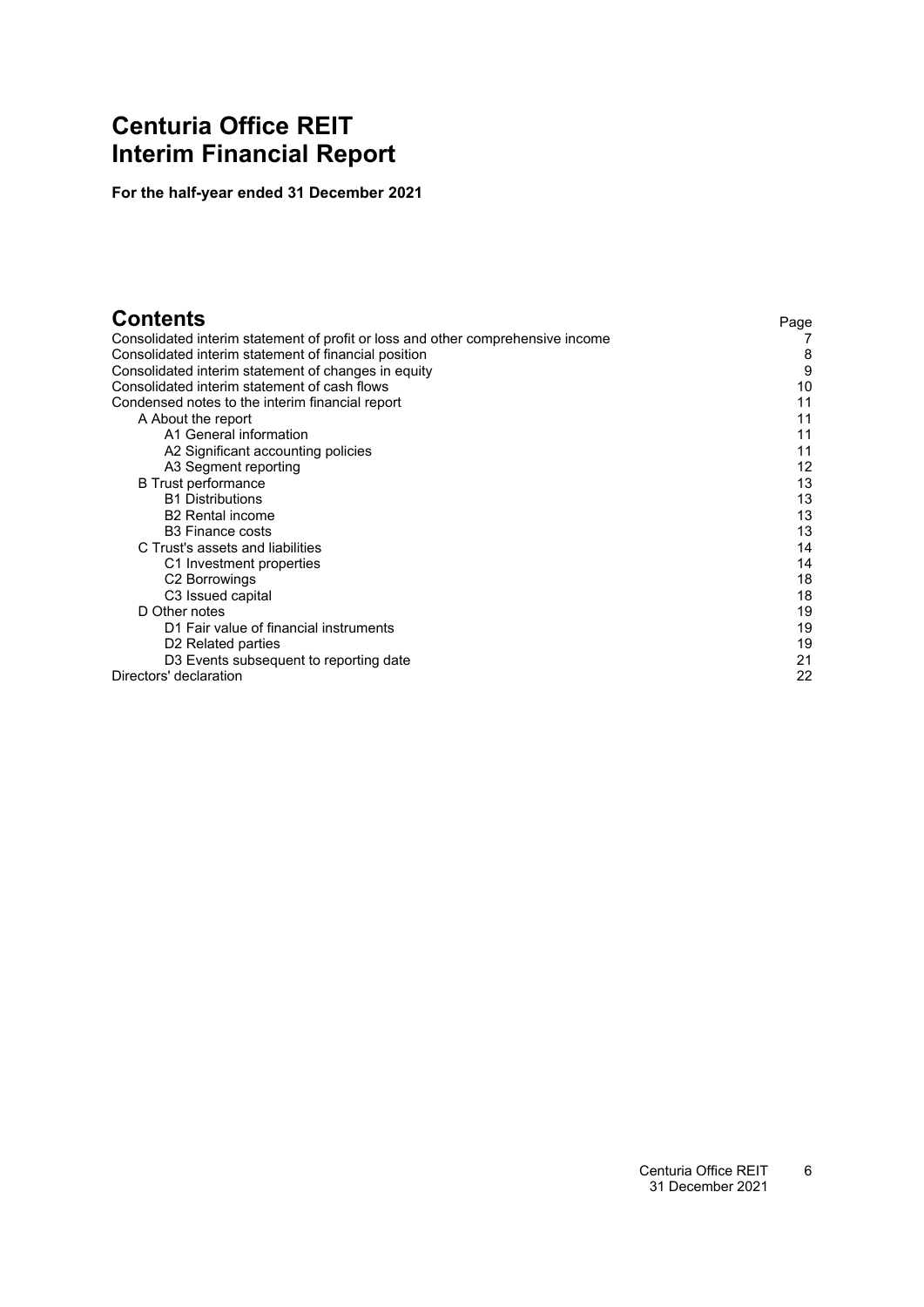# Centuria Office REIT
# Interim Financial Report

**For the half-year ended 31 December 2021**

## Contents

| | Page |
|---|---|
| Consolidated interim statement of profit or loss and other comprehensive income | 7 |
| Consolidated interim statement of financial position | 8 |
| Consolidated interim statement of changes in equity | 9 |
| Consolidated interim statement of cash flows | 10 |
| Condensed notes to the interim financial report | 11 |
| A About the report | 11 |
| A1 General information | 11 |
| A2 Significant accounting policies | 11 |
| A3 Segment reporting | 12 |
| B Trust performance | 13 |
| B1 Distributions | 13 |
| B2 Rental income | 13 |
| B3 Finance costs | 13 |
| C Trust's assets and liabilities | 14 |
| C1 Investment properties | 14 |
| C2 Borrowings | 18 |
| C3 Issued capital | 18 |
| D Other notes | 19 |
| D1 Fair value of financial instruments | 19 |
| D2 Related parties | 19 |
| D3 Events subsequent to reporting date | 21 |
| Directors' declaration | 22 |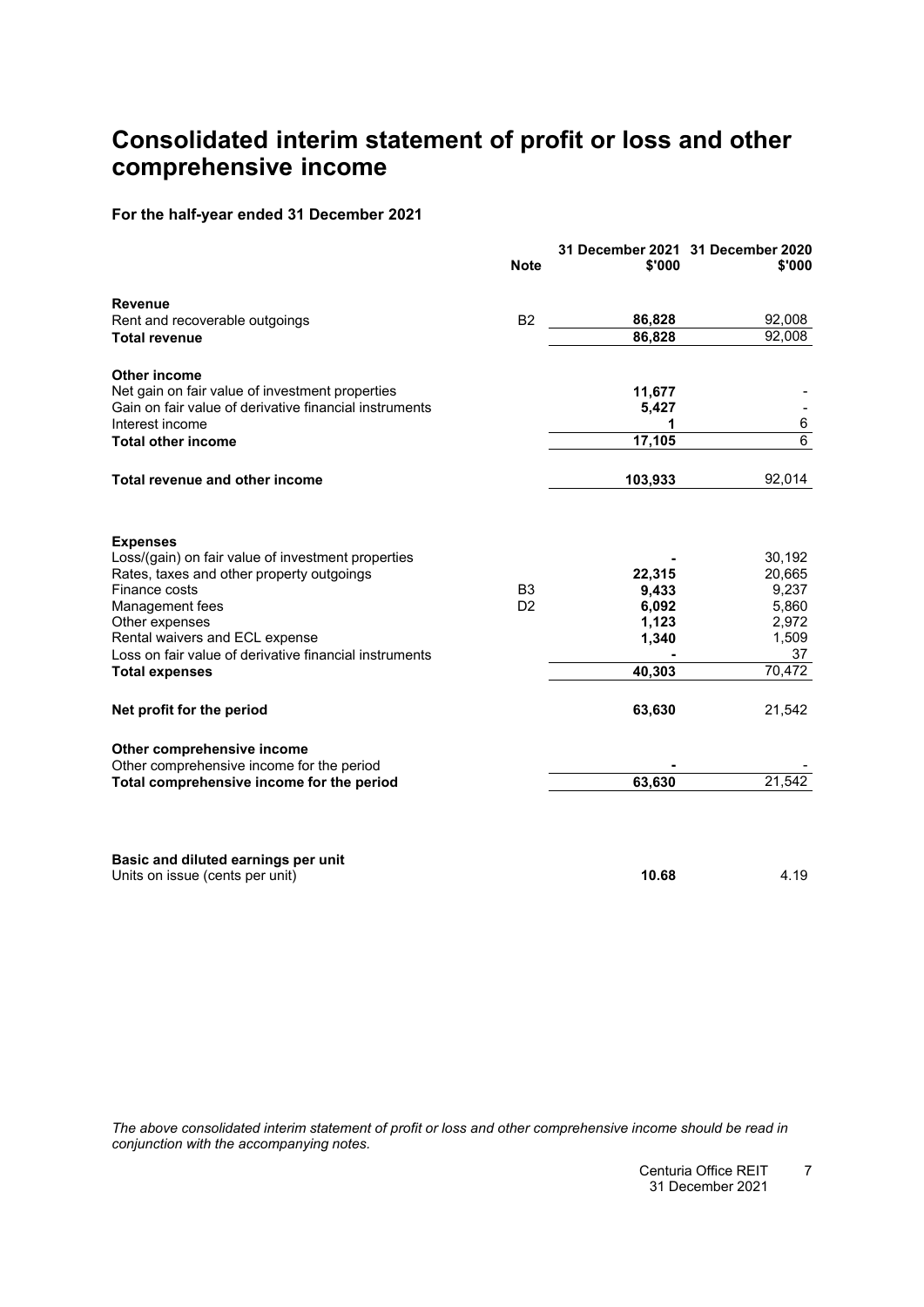# Consolidated interim statement of profit or loss and other comprehensive income

**For the half-year ended 31 December 2021**

| | Note | 31 December 2021 $'000 | 31 December 2020 $'000 |
|---|---|---|---|
| **Revenue** | | | |
| Rent and recoverable outgoings | B2 | **86,828** | 92,008 |
| **Total revenue** | | **86,828** | 92,008 |
| | | | |
| **Other income** | | | |
| Net gain on fair value of investment properties | | **11,677** | - |
| Gain on fair value of derivative financial instruments | | **5,427** | - |
| Interest income | | **1** | 6 |
| **Total other income** | | **17,105** | 6 |
| | | | |
| **Total revenue and other income** | | **103,933** | 92,014 |
| | | | |
| **Expenses** | | | |
| Loss/(gain) on fair value of investment properties | | **-** | 30,192 |
| Rates, taxes and other property outgoings | | **22,315** | 20,665 |
| Finance costs | B3 | **9,433** | 9,237 |
| Management fees | D2 | **6,092** | 5,860 |
| Other expenses | | **1,123** | 2,972 |
| Rental waivers and ECL expense | | **1,340** | 1,509 |
| Loss on fair value of derivative financial instruments | | **-** | 37 |
| **Total expenses** | | **40,303** | 70,472 |
| | | | |
| **Net profit for the period** | | **63,630** | 21,542 |
| | | | |
| **Other comprehensive income** | | | |
| Other comprehensive income for the period | | **-** | - |
| **Total comprehensive income for the period** | | **63,630** | 21,542 |
| | | | |
| **Basic and diluted earnings per unit** | | | |
| Units on issue (cents per unit) | | **10.68** | 4.19 |

*The above consolidated interim statement of profit or loss and other comprehensive income should be read in conjunction with the accompanying notes.*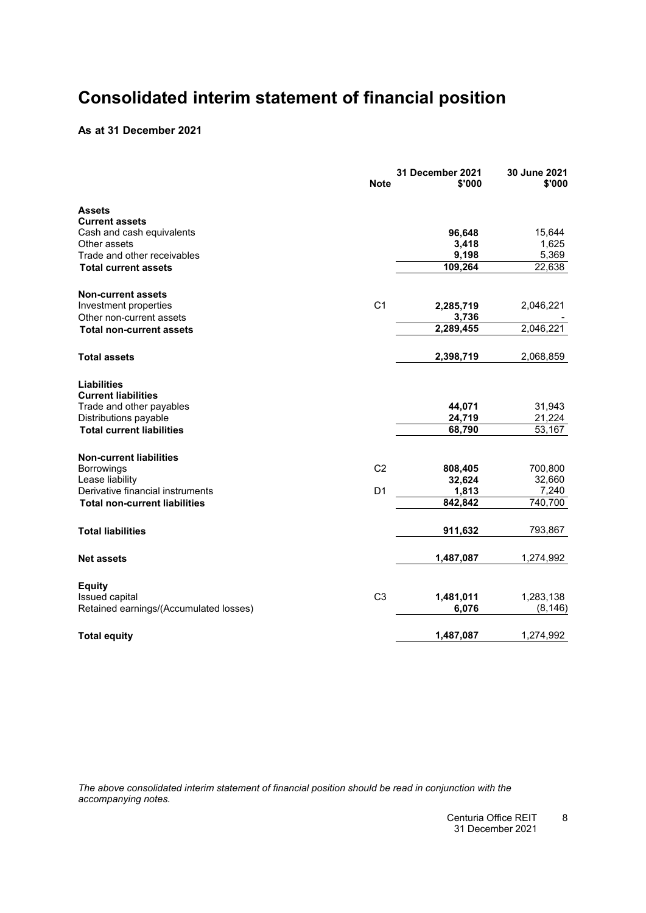# Consolidated interim statement of financial position

**As at 31 December 2021**

| | Note | 31 December 2021 $'000 | 30 June 2021 $'000 |
|---|---|---|---|
| **Assets** | | | |
| **Current assets** | | | |
| Cash and cash equivalents | | **96,648** | 15,644 |
| Other assets | | **3,418** | 1,625 |
| Trade and other receivables | | **9,198** | 5,369 |
| **Total current assets** | | **109,264** | 22,638 |
| | | | |
| **Non-current assets** | | | |
| Investment properties | C1 | **2,285,719** | 2,046,221 |
| Other non-current assets | | **3,736** | - |
| **Total non-current assets** | | **2,289,455** | 2,046,221 |
| | | | |
| **Total assets** | | **2,398,719** | 2,068,859 |
| | | | |
| **Liabilities** | | | |
| **Current liabilities** | | | |
| Trade and other payables | | **44,071** | 31,943 |
| Distributions payable | | **24,719** | 21,224 |
| **Total current liabilities** | | **68,790** | 53,167 |
| | | | |
| **Non-current liabilities** | | | |
| Borrowings | C2 | **808,405** | 700,800 |
| Lease liability | | **32,624** | 32,660 |
| Derivative financial instruments | D1 | **1,813** | 7,240 |
| **Total non-current liabilities** | | **842,842** | 740,700 |
| | | | |
| **Total liabilities** | | **911,632** | 793,867 |
| | | | |
| **Net assets** | | **1,487,087** | 1,274,992 |
| | | | |
| **Equity** | | | |
| Issued capital | C3 | **1,481,011** | 1,283,138 |
| Retained earnings/(Accumulated losses) | | **6,076** | (8,146) |
| | | | |
| **Total equity** | | **1,487,087** | 1,274,992 |

*The above consolidated interim statement of financial position should be read in conjunction with the accompanying notes.*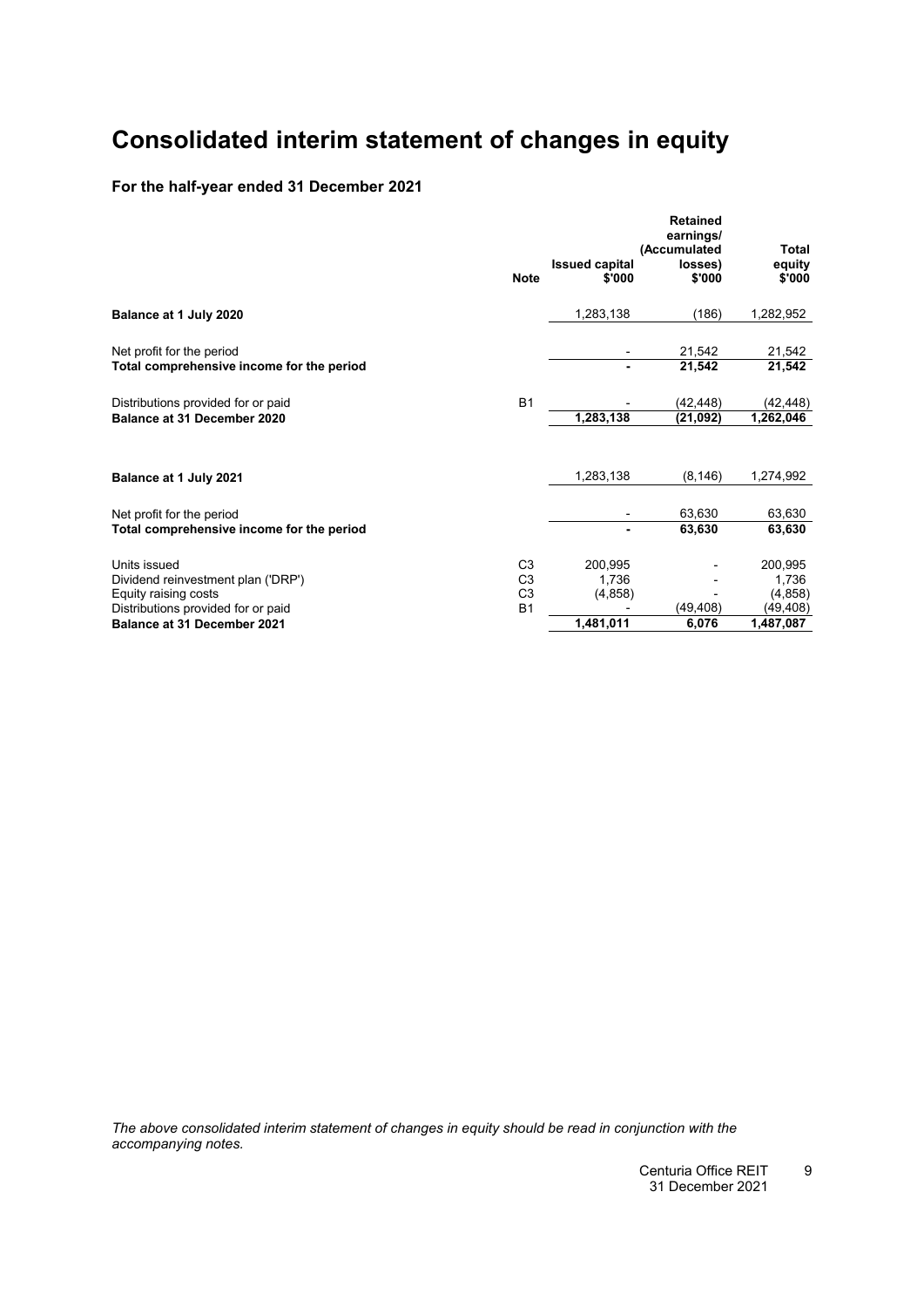# Consolidated interim statement of changes in equity

### For the half-year ended 31 December 2021

| | Note | Issued capital $'000 | Retained earnings/ (Accumulated losses) $'000 | Total equity $'000 |
|---|---|---|---|---|
| **Balance at 1 July 2020** | | 1,283,138 | (186) | 1,282,952 |
| Net profit for the period | | - | 21,542 | 21,542 |
| **Total comprehensive income for the period** | | **-** | **21,542** | **21,542** |
| Distributions provided for or paid | B1 | - | (42,448) | (42,448) |
| **Balance at 31 December 2020** | | **1,283,138** | **(21,092)** | **1,262,046** |
| | | | | |
| **Balance at 1 July 2021** | | 1,283,138 | (8,146) | 1,274,992 |
| Net profit for the period | | - | 63,630 | 63,630 |
| **Total comprehensive income for the period** | | **-** | **63,630** | **63,630** |
| Units issued | C3 | 200,995 | - | 200,995 |
| Dividend reinvestment plan ('DRP') | C3 | 1,736 | - | 1,736 |
| Equity raising costs | C3 | (4,858) | - | (4,858) |
| Distributions provided for or paid | B1 | - | (49,408) | (49,408) |
| **Balance at 31 December 2021** | | **1,481,011** | **6,076** | **1,487,087** |

*The above consolidated interim statement of changes in equity should be read in conjunction with the accompanying notes.*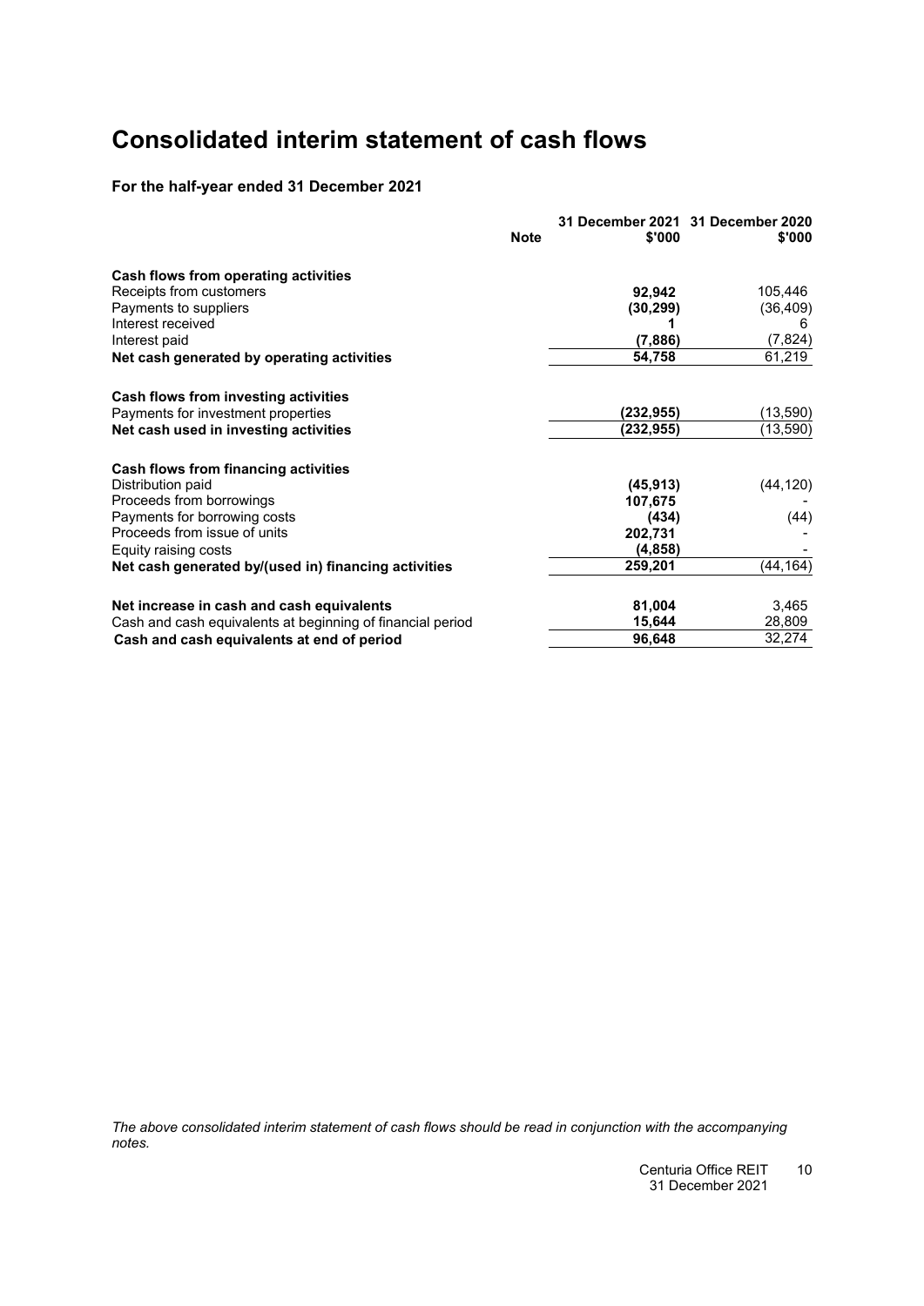# Consolidated interim statement of cash flows

**For the half-year ended 31 December 2021**

| | Note | 31 December 2021 $'000 | 31 December 2020 $'000 |
|---|---|---|---|
| **Cash flows from operating activities** | | | |
| Receipts from customers | | **92,942** | 105,446 |
| Payments to suppliers | | **(30,299)** | (36,409) |
| Interest received | | **1** | 6 |
| Interest paid | | **(7,886)** | (7,824) |
| **Net cash generated by operating activities** | | **54,758** | 61,219 |
| | | | |
| **Cash flows from investing activities** | | | |
| Payments for investment properties | | **(232,955)** | (13,590) |
| **Net cash used in investing activities** | | **(232,955)** | (13,590) |
| | | | |
| **Cash flows from financing activities** | | | |
| Distribution paid | | **(45,913)** | (44,120) |
| Proceeds from borrowings | | **107,675** | - |
| Payments for borrowing costs | | **(434)** | (44) |
| Proceeds from issue of units | | **202,731** | - |
| Equity raising costs | | **(4,858)** | - |
| **Net cash generated by/(used in) financing activities** | | **259,201** | (44,164) |
| | | | |
| **Net increase in cash and cash equivalents** | | **81,004** | 3,465 |
| Cash and cash equivalents at beginning of financial period | | **15,644** | 28,809 |
| **Cash and cash equivalents at end of period** | | **96,648** | 32,274 |

*The above consolidated interim statement of cash flows should be read in conjunction with the accompanying notes.*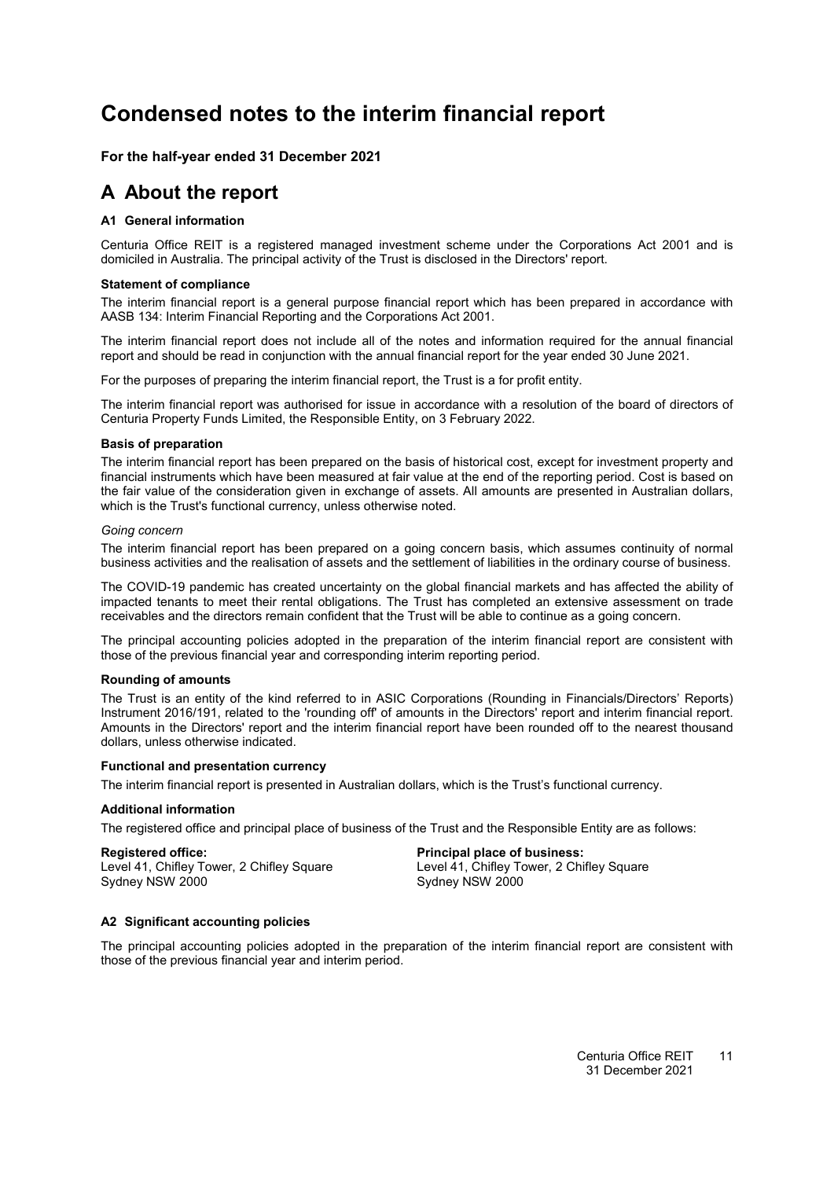# Condensed notes to the interim financial report

**For the half-year ended 31 December 2021**

## A About the report

### A1 General information

Centuria Office REIT is a registered managed investment scheme under the Corporations Act 2001 and is domiciled in Australia. The principal activity of the Trust is disclosed in the Directors' report.

**Statement of compliance**

The interim financial report is a general purpose financial report which has been prepared in accordance with AASB 134: Interim Financial Reporting and the Corporations Act 2001.

The interim financial report does not include all of the notes and information required for the annual financial report and should be read in conjunction with the annual financial report for the year ended 30 June 2021.

For the purposes of preparing the interim financial report, the Trust is a for profit entity.

The interim financial report was authorised for issue in accordance with a resolution of the board of directors of Centuria Property Funds Limited, the Responsible Entity, on 3 February 2022.

**Basis of preparation**

The interim financial report has been prepared on the basis of historical cost, except for investment property and financial instruments which have been measured at fair value at the end of the reporting period. Cost is based on the fair value of the consideration given in exchange of assets. All amounts are presented in Australian dollars, which is the Trust's functional currency, unless otherwise noted.

*Going concern*

The interim financial report has been prepared on a going concern basis, which assumes continuity of normal business activities and the realisation of assets and the settlement of liabilities in the ordinary course of business.

The COVID-19 pandemic has created uncertainty on the global financial markets and has affected the ability of impacted tenants to meet their rental obligations. The Trust has completed an extensive assessment on trade receivables and the directors remain confident that the Trust will be able to continue as a going concern.

The principal accounting policies adopted in the preparation of the interim financial report are consistent with those of the previous financial year and corresponding interim reporting period.

**Rounding of amounts**

The Trust is an entity of the kind referred to in ASIC Corporations (Rounding in Financials/Directors' Reports) Instrument 2016/191, related to the 'rounding off' of amounts in the Directors' report and interim financial report. Amounts in the Directors' report and the interim financial report have been rounded off to the nearest thousand dollars, unless otherwise indicated.

**Functional and presentation currency**

The interim financial report is presented in Australian dollars, which is the Trust's functional currency.

**Additional information**

The registered office and principal place of business of the Trust and the Responsible Entity are as follows:

**Registered office:**
Level 41, Chifley Tower, 2 Chifley Square
Sydney NSW 2000

**Principal place of business:**
Level 41, Chifley Tower, 2 Chifley Square
Sydney NSW 2000

### A2 Significant accounting policies

The principal accounting policies adopted in the preparation of the interim financial report are consistent with those of the previous financial year and interim period.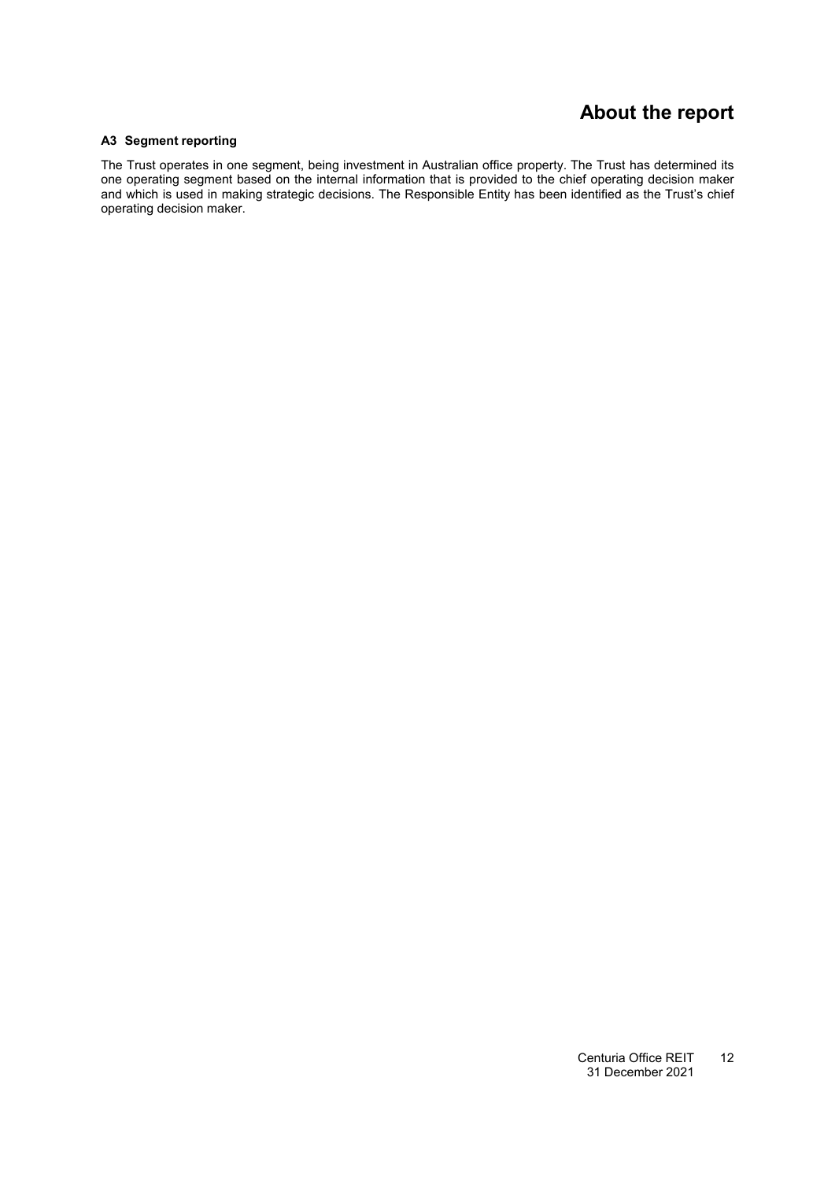#### A3 Segment reporting

The Trust operates in one segment, being investment in Australian office property. The Trust has determined its one operating segment based on the internal information that is provided to the chief operating decision maker and which is used in making strategic decisions. The Responsible Entity has been identified as the Trust's chief operating decision maker.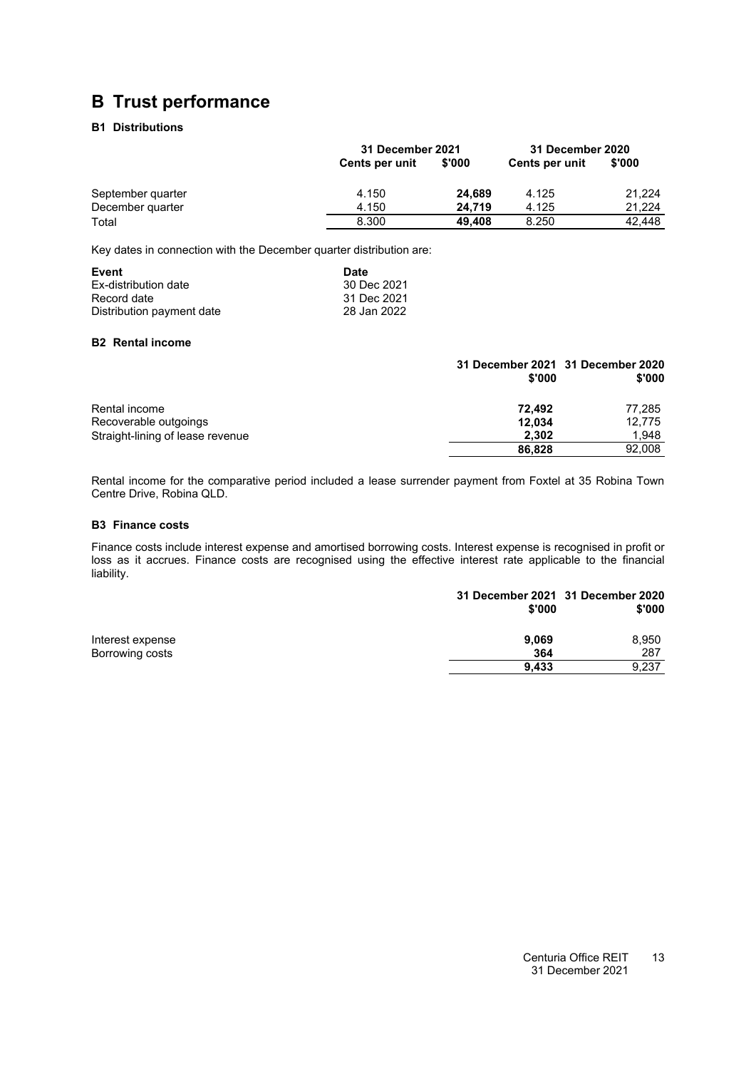# B Trust performance

### B1 Distributions

| | 31 December 2021 | | 31 December 2020 | |
|---|---|---|---|---|
| | Cents per unit | $'000 | Cents per unit | $'000 |
| September quarter | 4.150 | **24,689** | 4.125 | 21,224 |
| December quarter | 4.150 | **24,719** | 4.125 | 21,224 |
| Total | 8.300 | **49,408** | 8.250 | 42,448 |

Key dates in connection with the December quarter distribution are:

| Event | Date |
|---|---|
| Ex-distribution date | 30 Dec 2021 |
| Record date | 31 Dec 2021 |
| Distribution payment date | 28 Jan 2022 |

### B2 Rental income

| | 31 December 2021 $'000 | 31 December 2020 $'000 |
|---|---|---|
| Rental income | **72,492** | 77,285 |
| Recoverable outgoings | **12,034** | 12,775 |
| Straight-lining of lease revenue | **2,302** | 1,948 |
| | **86,828** | 92,008 |

Rental income for the comparative period included a lease surrender payment from Foxtel at 35 Robina Town Centre Drive, Robina QLD.

### B3 Finance costs

Finance costs include interest expense and amortised borrowing costs. Interest expense is recognised in profit or loss as it accrues. Finance costs are recognised using the effective interest rate applicable to the financial liability.

| | 31 December 2021 $'000 | 31 December 2020 $'000 |
|---|---|---|
| Interest expense | **9,069** | 8,950 |
| Borrowing costs | **364** | 287 |
| | **9,433** | 9,237 |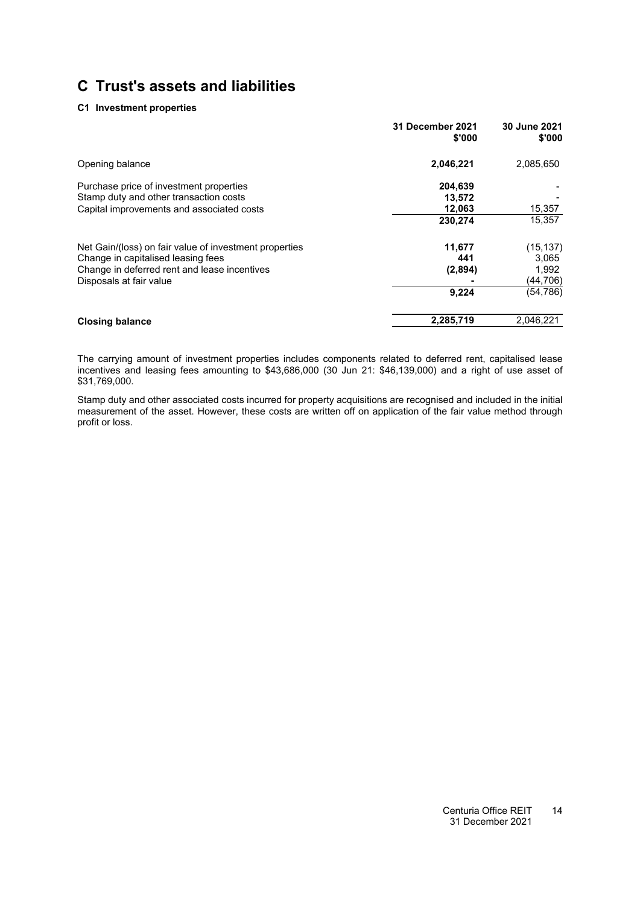# C Trust's assets and liabilities

### C1 Investment properties

| | 31 December 2021 $'000 | 30 June 2021 $'000 |
|---|---|---|
| Opening balance | **2,046,221** | 2,085,650 |
| Purchase price of investment properties | **204,639** | - |
| Stamp duty and other transaction costs | **13,572** | - |
| Capital improvements and associated costs | **12,063** | 15,357 |
| | **230,274** | 15,357 |
| Net Gain/(loss) on fair value of investment properties | **11,677** | (15,137) |
| Change in capitalised leasing fees | **441** | 3,065 |
| Change in deferred rent and lease incentives | **(2,894)** | 1,992 |
| Disposals at fair value | **-** | (44,706) |
| | **9,224** | (54,786) |
| **Closing balance** | **2,285,719** | 2,046,221 |

The carrying amount of investment properties includes components related to deferred rent, capitalised lease incentives and leasing fees amounting to $43,686,000 (30 Jun 21: $46,139,000) and a right of use asset of $31,769,000.

Stamp duty and other associated costs incurred for property acquisitions are recognised and included in the initial measurement of the asset. However, these costs are written off on application of the fair value method through profit or loss.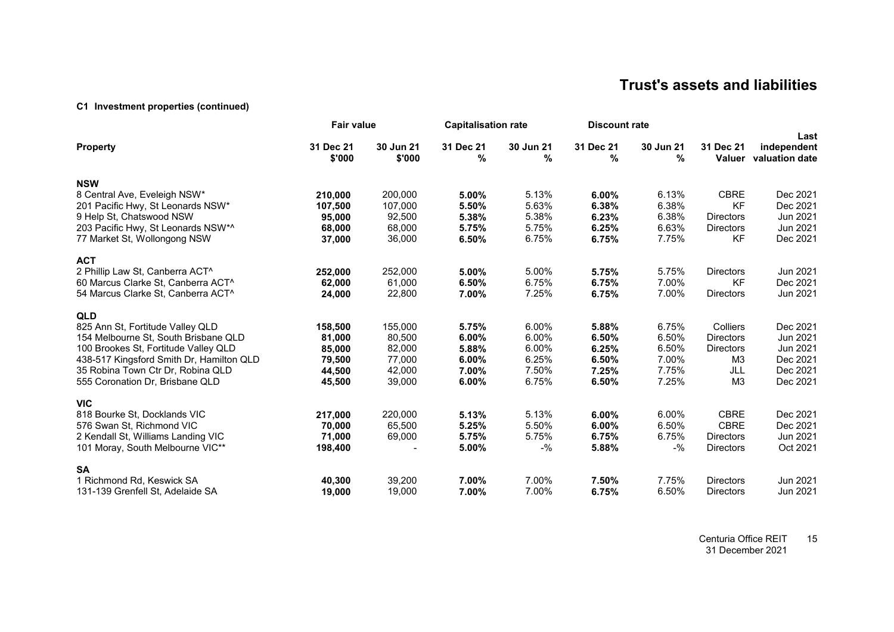# Trust's assets and liabilities

### C1 Investment properties (continued)

| Property | Fair value | | Capitalisation rate | | Discount rate | | | |
|---|---|---|---|---|---|---|---|---|
| | 31 Dec 21 $'000 | 30 Jun 21 $'000 | 31 Dec 21 % | 30 Jun 21 % | 31 Dec 21 % | 30 Jun 21 % | 31 Dec 21 Valuer | Last independent valuation date |
| **NSW** | | | | | | | | |
| 8 Central Ave, Eveleigh NSW* | **210,000** | 200,000 | **5.00%** | 5.13% | **6.00%** | 6.13% | CBRE | Dec 2021 |
| 201 Pacific Hwy, St Leonards NSW* | **107,500** | 107,000 | **5.50%** | 5.63% | **6.38%** | 6.38% | KF | Dec 2021 |
| 9 Help St, Chatswood NSW | **95,000** | 92,500 | **5.38%** | 5.38% | **6.23%** | 6.38% | Directors | Jun 2021 |
| 203 Pacific Hwy, St Leonards NSW*^ | **68,000** | 68,000 | **5.75%** | 5.75% | **6.25%** | 6.63% | Directors | Jun 2021 |
| 77 Market St, Wollongong NSW | **37,000** | 36,000 | **6.50%** | 6.75% | **6.75%** | 7.75% | KF | Dec 2021 |
| **ACT** | | | | | | | | |
| 2 Phillip Law St, Canberra ACT^ | **252,000** | 252,000 | **5.00%** | 5.00% | **5.75%** | 5.75% | Directors | Jun 2021 |
| 60 Marcus Clarke St, Canberra ACT^ | **62,000** | 61,000 | **6.50%** | 6.75% | **6.75%** | 7.00% | KF | Dec 2021 |
| 54 Marcus Clarke St, Canberra ACT^ | **24,000** | 22,800 | **7.00%** | 7.25% | **6.75%** | 7.00% | Directors | Jun 2021 |
| **QLD** | | | | | | | | |
| 825 Ann St, Fortitude Valley QLD | **158,500** | 155,000 | **5.75%** | 6.00% | **5.88%** | 6.75% | Colliers | Dec 2021 |
| 154 Melbourne St, South Brisbane QLD | **81,000** | 80,500 | **6.00%** | 6.00% | **6.50%** | 6.50% | Directors | Jun 2021 |
| 100 Brookes St, Fortitude Valley QLD | **85,000** | 82,000 | **5.88%** | 6.00% | **6.25%** | 6.50% | Directors | Jun 2021 |
| 438-517 Kingsford Smith Dr, Hamilton QLD | **79,500** | 77,000 | **6.00%** | 6.25% | **6.50%** | 7.00% | M3 | Dec 2021 |
| 35 Robina Town Ctr Dr, Robina QLD | **44,500** | 42,000 | **7.00%** | 7.50% | **7.25%** | 7.75% | JLL | Dec 2021 |
| 555 Coronation Dr, Brisbane QLD | **45,500** | 39,000 | **6.00%** | 6.75% | **6.50%** | 7.25% | M3 | Dec 2021 |
| **VIC** | | | | | | | | |
| 818 Bourke St, Docklands VIC | **217,000** | 220,000 | **5.13%** | 5.13% | **6.00%** | 6.00% | CBRE | Dec 2021 |
| 576 Swan St, Richmond VIC | **70,000** | 65,500 | **5.25%** | 5.50% | **6.00%** | 6.50% | CBRE | Dec 2021 |
| 2 Kendall St, Williams Landing VIC | **71,000** | 69,000 | **5.75%** | 5.75% | **6.75%** | 6.75% | Directors | Jun 2021 |
| 101 Moray, South Melbourne VIC** | **198,400** | - | **5.00%** | -% | **5.88%** | -% | Directors | Oct 2021 |
| **SA** | | | | | | | | |
| 1 Richmond Rd, Keswick SA | **40,300** | 39,200 | **7.00%** | 7.00% | **7.50%** | 7.75% | Directors | Jun 2021 |
| 131-139 Grenfell St, Adelaide SA | **19,000** | 19,000 | **7.00%** | 7.00% | **6.75%** | 6.50% | Directors | Jun 2021 |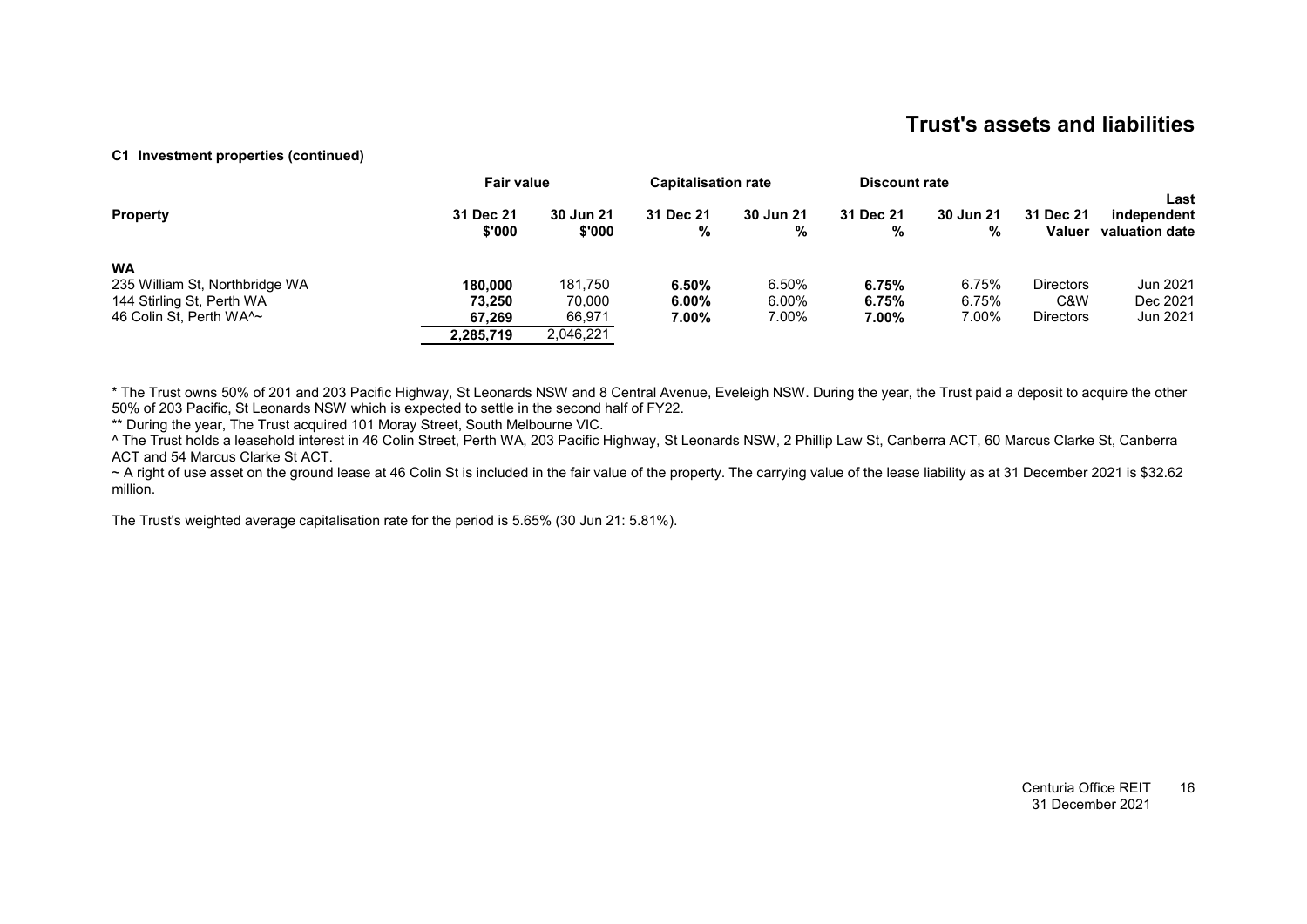# Trust's assets and liabilities

**C1 Investment properties (continued)**

| Property | Fair value | | Capitalisation rate | | Discount rate | | | |
|---|---|---|---|---|---|---|---|---|
| | 31 Dec 21 $'000 | 30 Jun 21 $'000 | 31 Dec 21 % | 30 Jun 21 % | 31 Dec 21 % | 30 Jun 21 % | 31 Dec 21 Valuer | Last independent valuation date |
| **WA** | | | | | | | | |
| 235 William St, Northbridge WA | **180,000** | 181,750 | **6.50%** | 6.50% | **6.75%** | 6.75% | Directors | Jun 2021 |
| 144 Stirling St, Perth WA | **73,250** | 70,000 | **6.00%** | 6.00% | **6.75%** | 6.75% | C&W | Dec 2021 |
| 46 Colin St, Perth WA^~ | **67,269** | 66,971 | **7.00%** | 7.00% | **7.00%** | 7.00% | Directors | Jun 2021 |
| | **2,285,719** | 2,046,221 | | | | | | |

* The Trust owns 50% of 201 and 203 Pacific Highway, St Leonards NSW and 8 Central Avenue, Eveleigh NSW. During the year, the Trust paid a deposit to acquire the other 50% of 203 Pacific, St Leonards NSW which is expected to settle in the second half of FY22.

** During the year, The Trust acquired 101 Moray Street, South Melbourne VIC.

^ The Trust holds a leasehold interest in 46 Colin Street, Perth WA, 203 Pacific Highway, St Leonards NSW, 2 Phillip Law St, Canberra ACT, 60 Marcus Clarke St, Canberra ACT and 54 Marcus Clarke St ACT.

~ A right of use asset on the ground lease at 46 Colin St is included in the fair value of the property. The carrying value of the lease liability as at 31 December 2021 is $32.62 million.

The Trust's weighted average capitalisation rate for the period is 5.65% (30 Jun 21: 5.81%).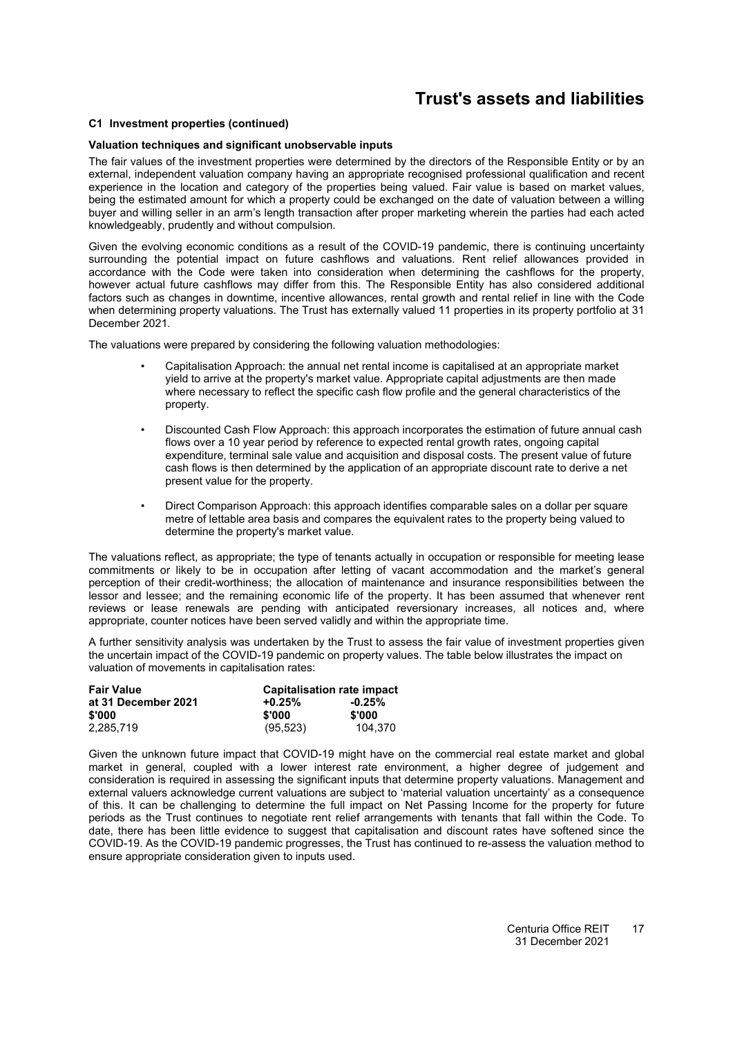# Trust's assets and liabilities

### C1 Investment properties (continued)

**Valuation techniques and significant unobservable inputs**

The fair values of the investment properties were determined by the directors of the Responsible Entity or by an external, independent valuation company having an appropriate recognised professional qualification and recent experience in the location and category of the properties being valued. Fair value is based on market values, being the estimated amount for which a property could be exchanged on the date of valuation between a willing buyer and willing seller in an arm's length transaction after proper marketing wherein the parties had each acted knowledgeably, prudently and without compulsion.

Given the evolving economic conditions as a result of the COVID-19 pandemic, there is continuing uncertainty surrounding the potential impact on future cashflows and valuations. Rent relief allowances provided in accordance with the Code were taken into consideration when determining the cashflows for the property, however actual future cashflows may differ from this. The Responsible Entity has also considered additional factors such as changes in downtime, incentive allowances, rental growth and rental relief in line with the Code when determining property valuations. The Trust has externally valued 11 properties in its property portfolio at 31 December 2021.

The valuations were prepared by considering the following valuation methodologies:

- Capitalisation Approach: the annual net rental income is capitalised at an appropriate market yield to arrive at the property's market value. Appropriate capital adjustments are then made where necessary to reflect the specific cash flow profile and the general characteristics of the property.
- Discounted Cash Flow Approach: this approach incorporates the estimation of future annual cash flows over a 10 year period by reference to expected rental growth rates, ongoing capital expenditure, terminal sale value and acquisition and disposal costs. The present value of future cash flows is then determined by the application of an appropriate discount rate to derive a net present value for the property.
- Direct Comparison Approach: this approach identifies comparable sales on a dollar per square metre of lettable area basis and compares the equivalent rates to the property being valued to determine the property's market value.

The valuations reflect, as appropriate; the type of tenants actually in occupation or responsible for meeting lease commitments or likely to be in occupation after letting of vacant accommodation and the market's general perception of their credit-worthiness; the allocation of maintenance and insurance responsibilities between the lessor and lessee; and the remaining economic life of the property. It has been assumed that whenever rent reviews or lease renewals are pending with anticipated reversionary increases, all notices and, where appropriate, counter notices have been served validly and within the appropriate time.

A further sensitivity analysis was undertaken by the Trust to assess the fair value of investment properties given the uncertain impact of the COVID-19 pandemic on property values. The table below illustrates the impact on valuation of movements in capitalisation rates:

| Fair Value | Capitalisation rate impact | |
|---|---|---|
| at 31 December 2021 | +0.25% | -0.25% |
| $'000 | $'000 | $'000 |
| 2,285,719 | (95,523) | 104,370 |

Given the unknown future impact that COVID-19 might have on the commercial real estate market and global market in general, coupled with a lower interest rate environment, a higher degree of judgement and consideration is required in assessing the significant inputs that determine property valuations. Management and external valuers acknowledge current valuations are subject to 'material valuation uncertainty' as a consequence of this. It can be challenging to determine the full impact on Net Passing Income for the property for future periods as the Trust continues to negotiate rent relief arrangements with tenants that fall within the Code. To date, there has been little evidence to suggest that capitalisation and discount rates have softened since the COVID-19. As the COVID-19 pandemic progresses, the Trust has continued to re-assess the valuation method to ensure appropriate consideration given to inputs used.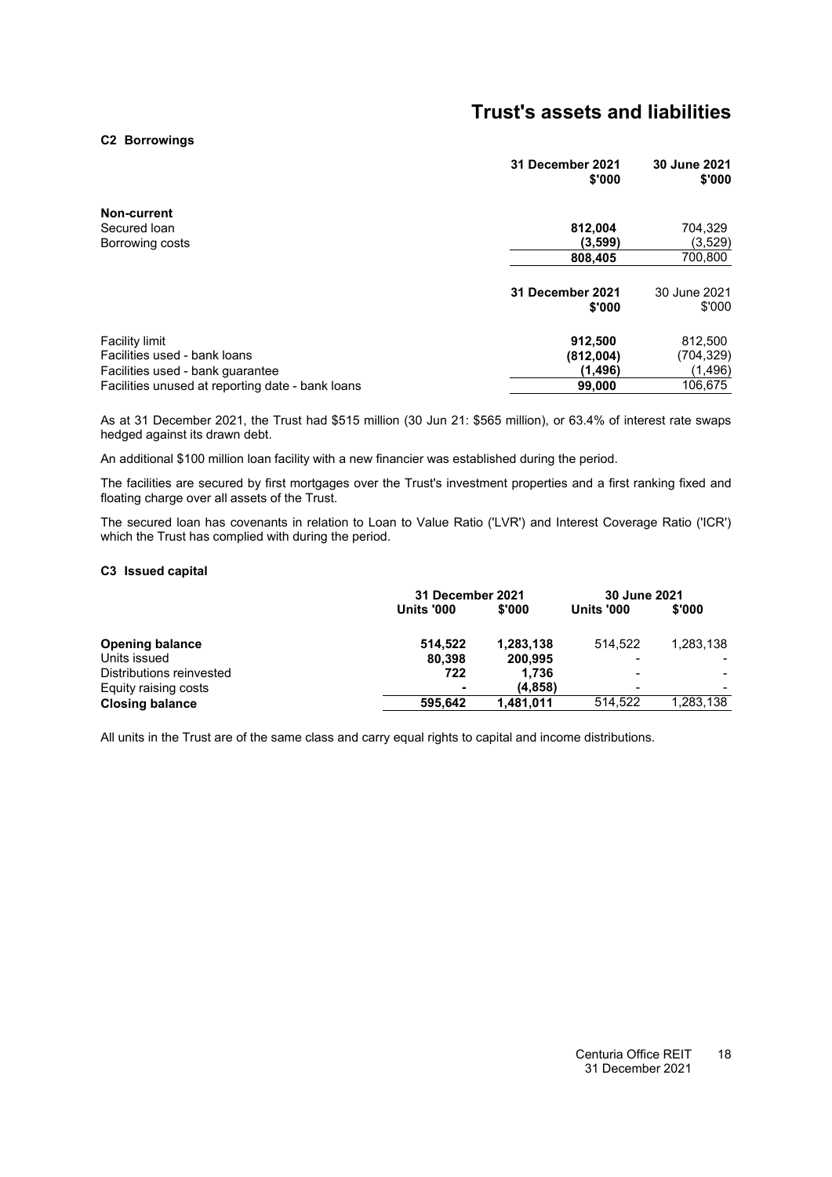# Trust's assets and liabilities

### C2 Borrowings

| | 31 December 2021 $'000 | 30 June 2021 $'000 |
|---|---|---|
| **Non-current** | | |
| Secured loan | **812,004** | 704,329 |
| Borrowing costs | **(3,599)** | (3,529) |
| | **808,405** | 700,800 |

| | 31 December 2021 $'000 | 30 June 2021 $'000 |
|---|---|---|
| Facility limit | **912,500** | 812,500 |
| Facilities used - bank loans | **(812,004)** | (704,329) |
| Facilities used - bank guarantee | **(1,496)** | (1,496) |
| Facilities unused at reporting date - bank loans | **99,000** | 106,675 |

As at 31 December 2021, the Trust had $515 million (30 Jun 21: $565 million), or 63.4% of interest rate swaps hedged against its drawn debt.

An additional $100 million loan facility with a new financier was established during the period.

The facilities are secured by first mortgages over the Trust's investment properties and a first ranking fixed and floating charge over all assets of the Trust.

The secured loan has covenants in relation to Loan to Value Ratio ('LVR') and Interest Coverage Ratio ('ICR') which the Trust has complied with during the period.

### C3 Issued capital

| | 31 December 2021 | | 30 June 2021 | |
|---|---|---|---|---|
| | Units '000 | $'000 | Units '000 | $'000 |
| **Opening balance** | **514,522** | **1,283,138** | 514,522 | 1,283,138 |
| Units issued | **80,398** | **200,995** | - | - |
| Distributions reinvested | **722** | **1,736** | - | - |
| Equity raising costs | **-** | **(4,858)** | - | - |
| **Closing balance** | **595,642** | **1,481,011** | 514,522 | 1,283,138 |

All units in the Trust are of the same class and carry equal rights to capital and income distributions.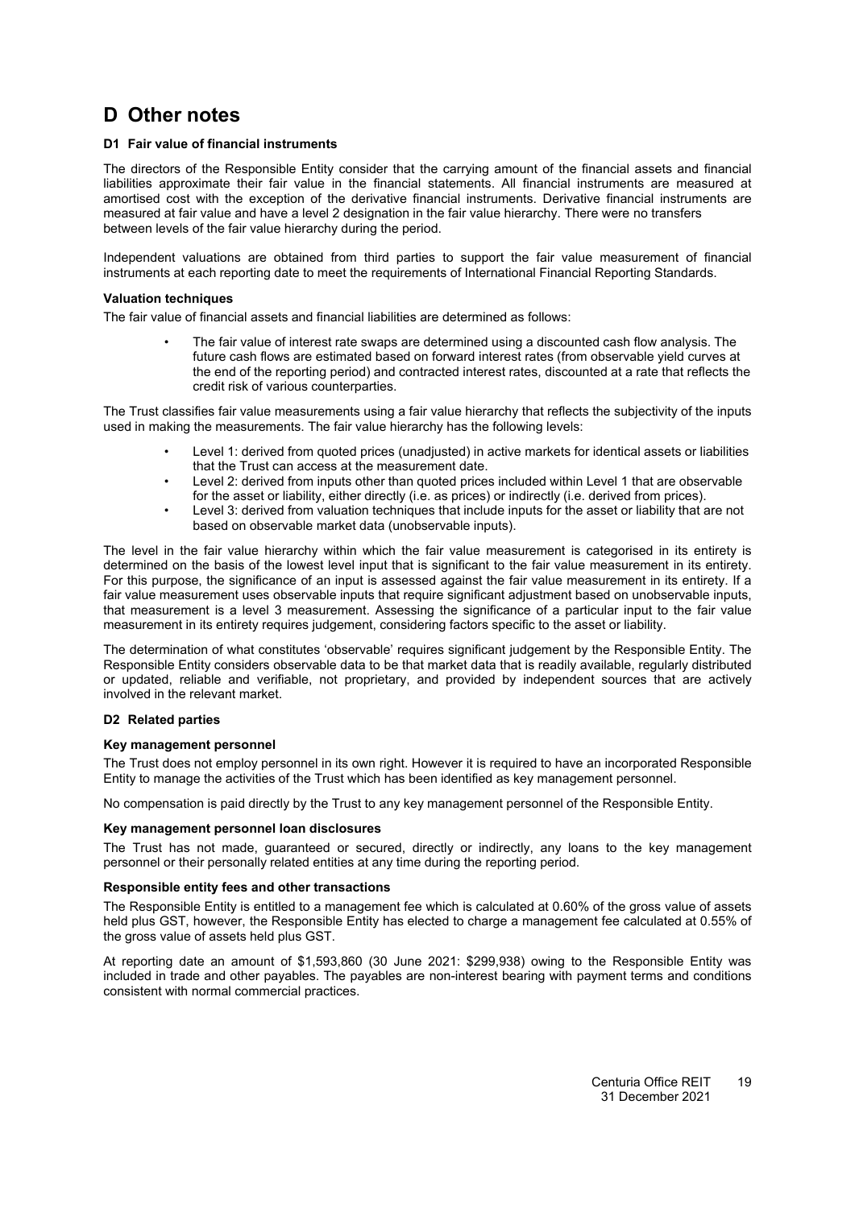# D Other notes

### D1 Fair value of financial instruments

The directors of the Responsible Entity consider that the carrying amount of the financial assets and financial liabilities approximate their fair value in the financial statements. All financial instruments are measured at amortised cost with the exception of the derivative financial instruments. Derivative financial instruments are measured at fair value and have a level 2 designation in the fair value hierarchy. There were no transfers between levels of the fair value hierarchy during the period.

Independent valuations are obtained from third parties to support the fair value measurement of financial instruments at each reporting date to meet the requirements of International Financial Reporting Standards.

#### Valuation techniques

The fair value of financial assets and financial liabilities are determined as follows:

- The fair value of interest rate swaps are determined using a discounted cash flow analysis. The future cash flows are estimated based on forward interest rates (from observable yield curves at the end of the reporting period) and contracted interest rates, discounted at a rate that reflects the credit risk of various counterparties.

The Trust classifies fair value measurements using a fair value hierarchy that reflects the subjectivity of the inputs used in making the measurements. The fair value hierarchy has the following levels:

- Level 1: derived from quoted prices (unadjusted) in active markets for identical assets or liabilities that the Trust can access at the measurement date.
- Level 2: derived from inputs other than quoted prices included within Level 1 that are observable for the asset or liability, either directly (i.e. as prices) or indirectly (i.e. derived from prices).
- Level 3: derived from valuation techniques that include inputs for the asset or liability that are not based on observable market data (unobservable inputs).

The level in the fair value hierarchy within which the fair value measurement is categorised in its entirety is determined on the basis of the lowest level input that is significant to the fair value measurement in its entirety. For this purpose, the significance of an input is assessed against the fair value measurement in its entirety. If a fair value measurement uses observable inputs that require significant adjustment based on unobservable inputs, that measurement is a level 3 measurement. Assessing the significance of a particular input to the fair value measurement in its entirety requires judgement, considering factors specific to the asset or liability.

The determination of what constitutes 'observable' requires significant judgement by the Responsible Entity. The Responsible Entity considers observable data to be that market data that is readily available, regularly distributed or updated, reliable and verifiable, not proprietary, and provided by independent sources that are actively involved in the relevant market.

### D2 Related parties

#### Key management personnel

The Trust does not employ personnel in its own right. However it is required to have an incorporated Responsible Entity to manage the activities of the Trust which has been identified as key management personnel.

No compensation is paid directly by the Trust to any key management personnel of the Responsible Entity.

#### Key management personnel loan disclosures

The Trust has not made, guaranteed or secured, directly or indirectly, any loans to the key management personnel or their personally related entities at any time during the reporting period.

#### Responsible entity fees and other transactions

The Responsible Entity is entitled to a management fee which is calculated at 0.60% of the gross value of assets held plus GST, however, the Responsible Entity has elected to charge a management fee calculated at 0.55% of the gross value of assets held plus GST.

At reporting date an amount of $1,593,860 (30 June 2021: $299,938) owing to the Responsible Entity was included in trade and other payables. The payables are non-interest bearing with payment terms and conditions consistent with normal commercial practices.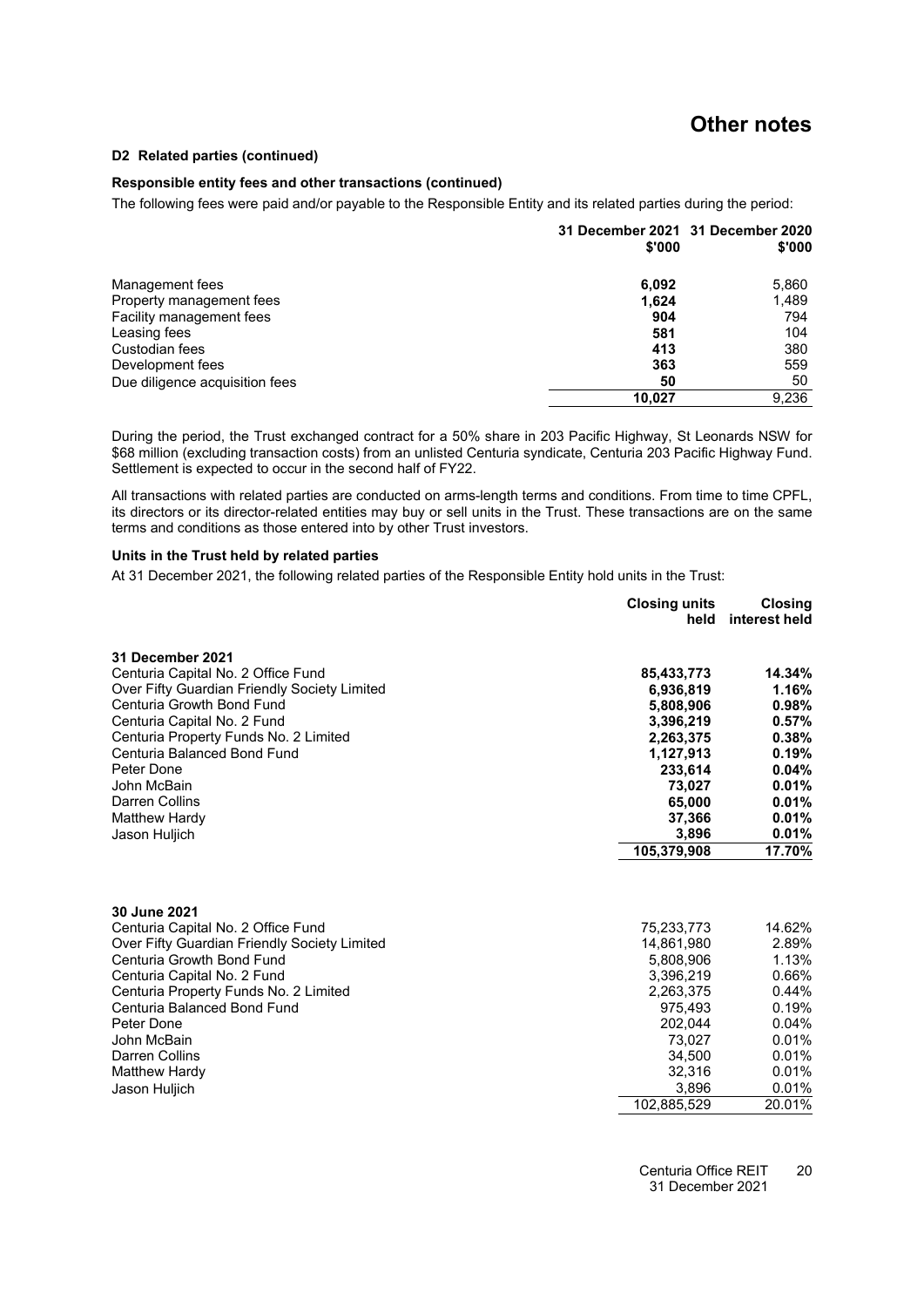# Other notes

#### D2 Related parties (continued)

#### Responsible entity fees and other transactions (continued)

The following fees were paid and/or payable to the Responsible Entity and its related parties during the period:

| | 31 December 2021 $'000 | 31 December 2020 $'000 |
|---|---|---|
| Management fees | **6,092** | 5,860 |
| Property management fees | **1,624** | 1,489 |
| Facility management fees | **904** | 794 |
| Leasing fees | **581** | 104 |
| Custodian fees | **413** | 380 |
| Development fees | **363** | 559 |
| Due diligence acquisition fees | **50** | 50 |
| | **10,027** | 9,236 |

During the period, the Trust exchanged contract for a 50% share in 203 Pacific Highway, St Leonards NSW for $68 million (excluding transaction costs) from an unlisted Centuria syndicate, Centuria 203 Pacific Highway Fund. Settlement is expected to occur in the second half of FY22.

All transactions with related parties are conducted on arms-length terms and conditions. From time to time CPFL, its directors or its director-related entities may buy or sell units in the Trust. These transactions are on the same terms and conditions as those entered into by other Trust investors.

#### Units in the Trust held by related parties

At 31 December 2021, the following related parties of the Responsible Entity hold units in the Trust:

| | Closing units held | Closing interest held |
|---|---|---|
| **31 December 2021** | | |
| Centuria Capital No. 2 Office Fund | **85,433,773** | **14.34%** |
| Over Fifty Guardian Friendly Society Limited | **6,936,819** | **1.16%** |
| Centuria Growth Bond Fund | **5,808,906** | **0.98%** |
| Centuria Capital No. 2 Fund | **3,396,219** | **0.57%** |
| Centuria Property Funds No. 2 Limited | **2,263,375** | **0.38%** |
| Centuria Balanced Bond Fund | **1,127,913** | **0.19%** |
| Peter Done | **233,614** | **0.04%** |
| John McBain | **73,027** | **0.01%** |
| Darren Collins | **65,000** | **0.01%** |
| Matthew Hardy | **37,366** | **0.01%** |
| Jason Huljich | **3,896** | **0.01%** |
| | **105,379,908** | **17.70%** |
| | | |
| **30 June 2021** | | |
| Centuria Capital No. 2 Office Fund | 75,233,773 | 14.62% |
| Over Fifty Guardian Friendly Society Limited | 14,861,980 | 2.89% |
| Centuria Growth Bond Fund | 5,808,906 | 1.13% |
| Centuria Capital No. 2 Fund | 3,396,219 | 0.66% |
| Centuria Property Funds No. 2 Limited | 2,263,375 | 0.44% |
| Centuria Balanced Bond Fund | 975,493 | 0.19% |
| Peter Done | 202,044 | 0.04% |
| John McBain | 73,027 | 0.01% |
| Darren Collins | 34,500 | 0.01% |
| Matthew Hardy | 32,316 | 0.01% |
| Jason Huljich | 3,896 | 0.01% |
| | 102,885,529 | 20.01% |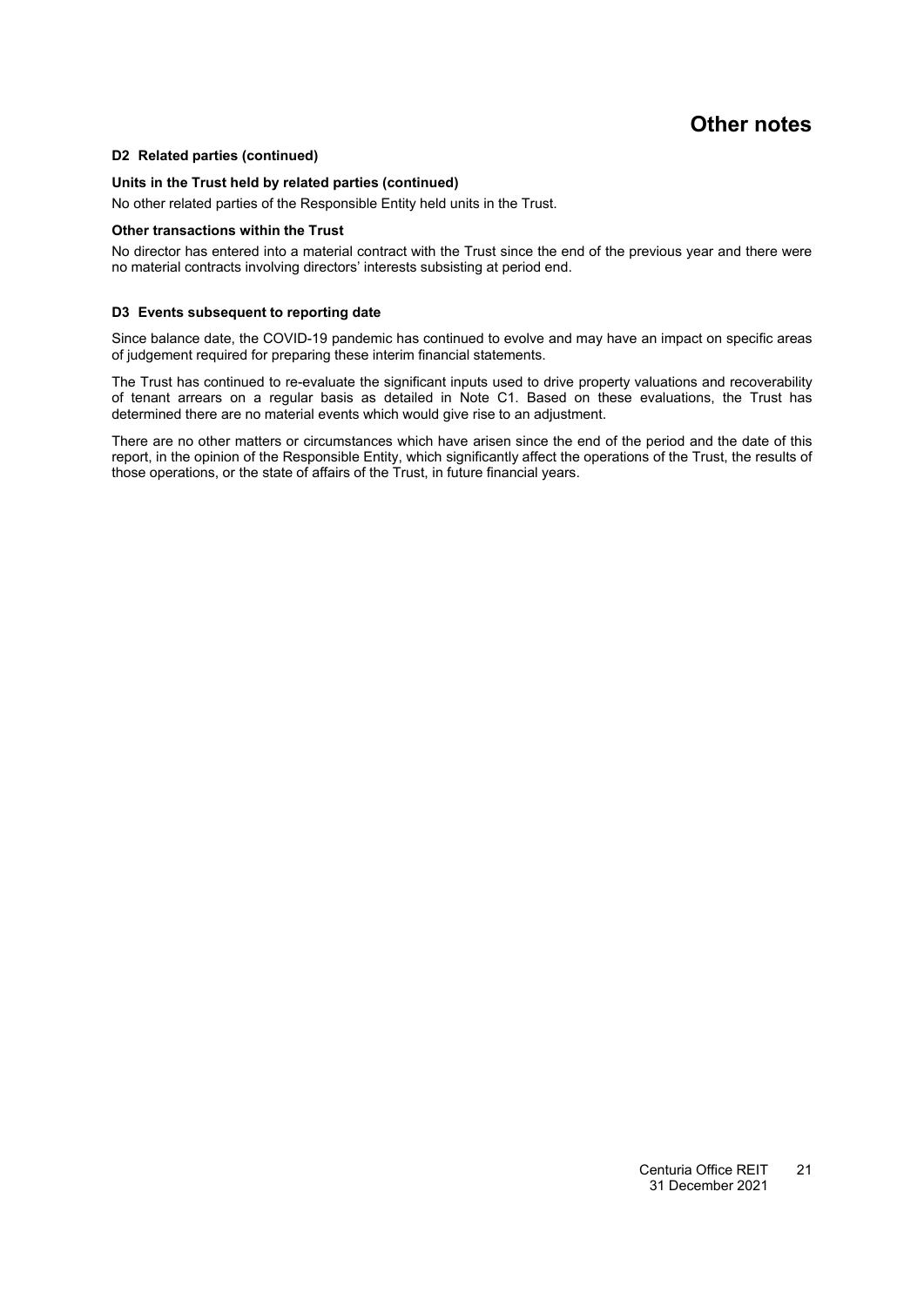# Other notes

### D2 Related parties (continued)

**Units in the Trust held by related parties (continued)**

No other related parties of the Responsible Entity held units in the Trust.

**Other transactions within the Trust**

No director has entered into a material contract with the Trust since the end of the previous year and there were no material contracts involving directors' interests subsisting at period end.

### D3 Events subsequent to reporting date

Since balance date, the COVID-19 pandemic has continued to evolve and may have an impact on specific areas of judgement required for preparing these interim financial statements.

The Trust has continued to re-evaluate the significant inputs used to drive property valuations and recoverability of tenant arrears on a regular basis as detailed in Note C1. Based on these evaluations, the Trust has determined there are no material events which would give rise to an adjustment.

There are no other matters or circumstances which have arisen since the end of the period and the date of this report, in the opinion of the Responsible Entity, which significantly affect the operations of the Trust, the results of those operations, or the state of affairs of the Trust, in future financial years.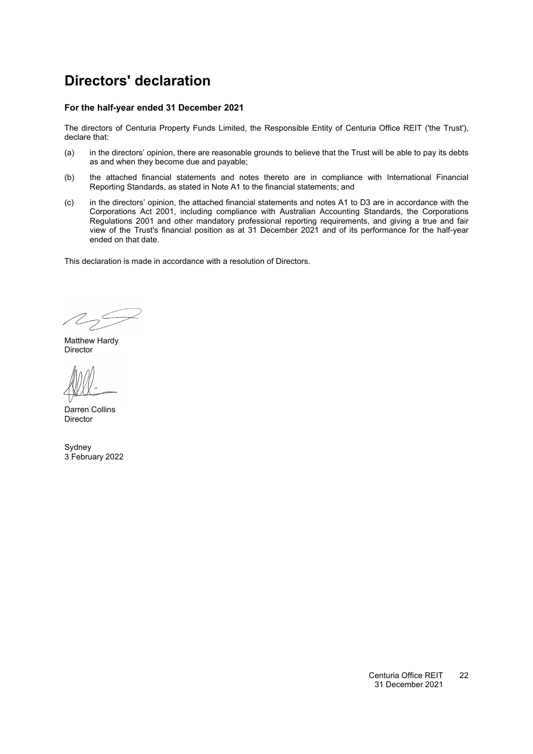# Directors' declaration

### For the half-year ended 31 December 2021

The directors of Centuria Property Funds Limited, the Responsible Entity of Centuria Office REIT ('the Trust'), declare that:

(a) in the directors' opinion, there are reasonable grounds to believe that the Trust will be able to pay its debts as and when they become due and payable;

(b) the attached financial statements and notes thereto are in compliance with International Financial Reporting Standards, as stated in Note A1 to the financial statements; and

(c) in the directors' opinion, the attached financial statements and notes A1 to D3 are in accordance with the Corporations Act 2001, including compliance with Australian Accounting Standards, the Corporations Regulations 2001 and other mandatory professional reporting requirements, and giving a true and fair view of the Trust's financial position as at 31 December 2021 and of its performance for the half-year ended on that date.

This declaration is made in accordance with a resolution of Directors.

Matthew Hardy
Director

Darren Collins
Director

Sydney
3 February 2022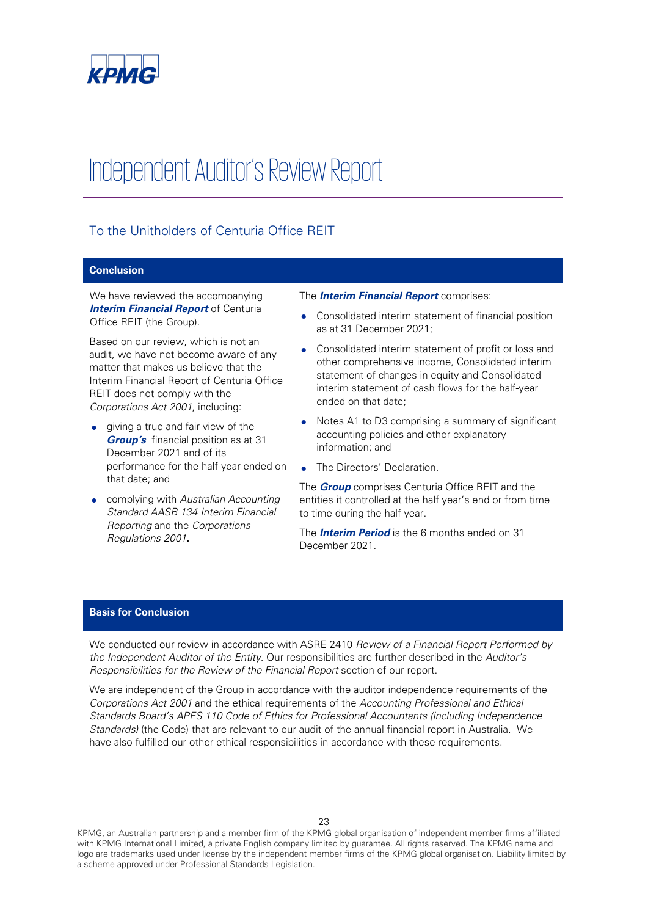# Independent Auditor's Review Report

## To the Unitholders of Centuria Office REIT

### Conclusion

We have reviewed the accompanying ***Interim Financial Report*** of Centuria Office REIT (the Group).

Based on our review, which is not an audit, we have not become aware of any matter that makes us believe that the Interim Financial Report of Centuria Office REIT does not comply with the *Corporations Act 2001*, including:

- giving a true and fair view of the ***Group's*** financial position as at 31 December 2021 and of its performance for the half-year ended on that date; and
- complying with *Australian Accounting Standard AASB 134 Interim Financial Reporting* and the *Corporations Regulations 2001*.

The ***Interim Financial Report*** comprises:

- Consolidated interim statement of financial position as at 31 December 2021;
- Consolidated interim statement of profit or loss and other comprehensive income, Consolidated interim statement of changes in equity and Consolidated interim statement of cash flows for the half-year ended on that date;
- Notes A1 to D3 comprising a summary of significant accounting policies and other explanatory information; and
- The Directors' Declaration.

The ***Group*** comprises Centuria Office REIT and the entities it controlled at the half year's end or from time to time during the half-year.

The ***Interim Period*** is the 6 months ended on 31 December 2021.

### Basis for Conclusion

We conducted our review in accordance with ASRE 2410 *Review of a Financial Report Performed by the Independent Auditor of the Entity*. Our responsibilities are further described in the *Auditor's Responsibilities for the Review of the Financial Report* section of our report.

We are independent of the Group in accordance with the auditor independence requirements of the *Corporations Act 2001* and the ethical requirements of the *Accounting Professional and Ethical Standards Board's APES 110 Code of Ethics for Professional Accountants (including Independence Standards)* (the Code) that are relevant to our audit of the annual financial report in Australia. We have also fulfilled our other ethical responsibilities in accordance with these requirements.

KPMG, an Australian partnership and a member firm of the KPMG global organisation of independent member firms affiliated with KPMG International Limited, a private English company limited by guarantee. All rights reserved. The KPMG name and logo are trademarks used under license by the independent member firms of the KPMG global organisation. Liability limited by a scheme approved under Professional Standards Legislation.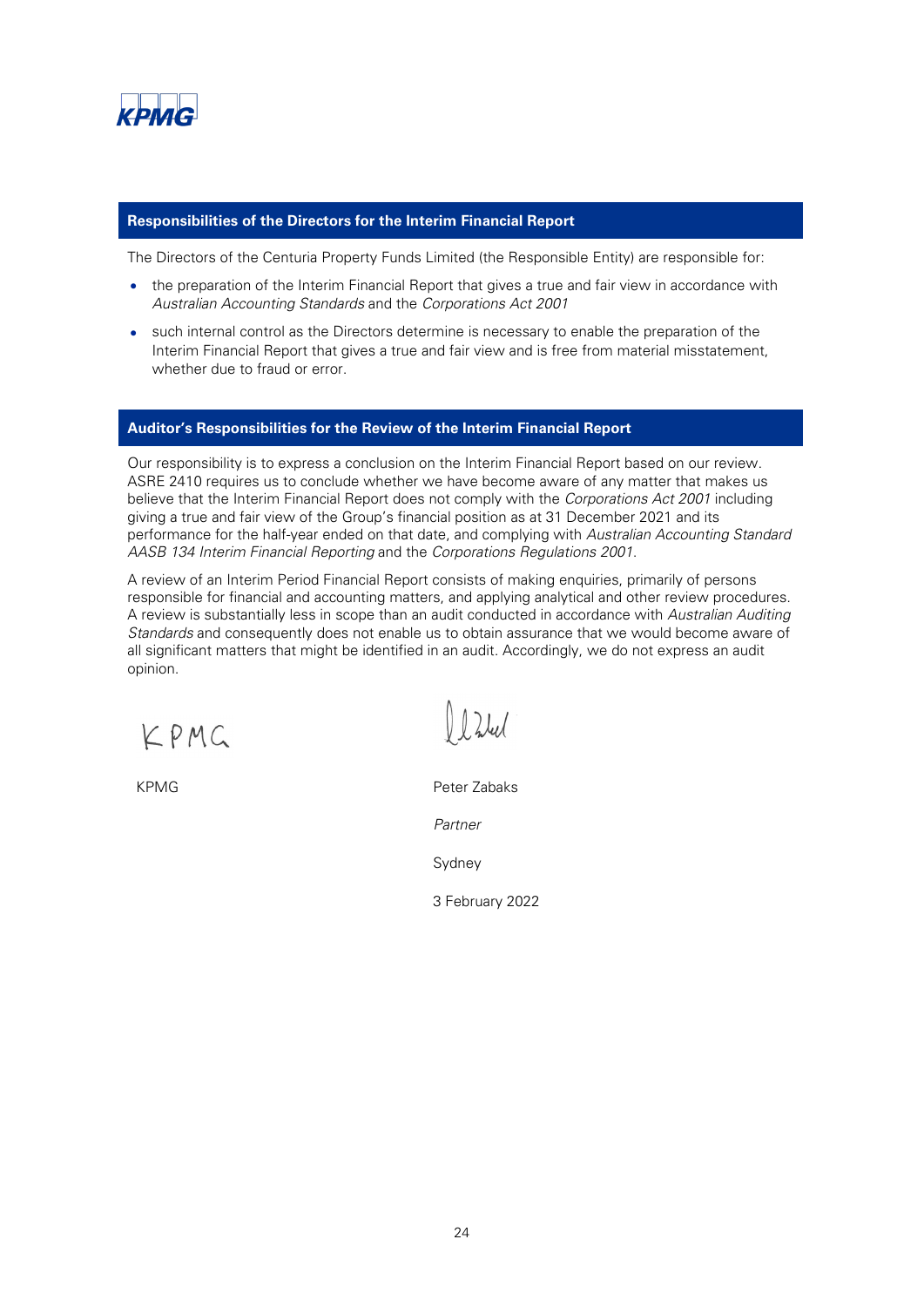## Responsibilities of the Directors for the Interim Financial Report

The Directors of the Centuria Property Funds Limited (the Responsible Entity) are responsible for:

- the preparation of the Interim Financial Report that gives a true and fair view in accordance with *Australian Accounting Standards* and the *Corporations Act 2001*
- such internal control as the Directors determine is necessary to enable the preparation of the Interim Financial Report that gives a true and fair view and is free from material misstatement, whether due to fraud or error.

## Auditor's Responsibilities for the Review of the Interim Financial Report

Our responsibility is to express a conclusion on the Interim Financial Report based on our review. ASRE 2410 requires us to conclude whether we have become aware of any matter that makes us believe that the Interim Financial Report does not comply with the *Corporations Act 2001* including giving a true and fair view of the Group's financial position as at 31 December 2021 and its performance for the half-year ended on that date, and complying with *Australian Accounting Standard AASB 134 Interim Financial Reporting* and the *Corporations Regulations 2001*.

A review of an Interim Period Financial Report consists of making enquiries, primarily of persons responsible for financial and accounting matters, and applying analytical and other review procedures. A review is substantially less in scope than an audit conducted in accordance with *Australian Auditing Standards* and consequently does not enable us to obtain assurance that we would become aware of all significant matters that might be identified in an audit. Accordingly, we do not express an audit opinion.

KPMG

Peter Zabaks

*Partner*

Sydney

3 February 2022